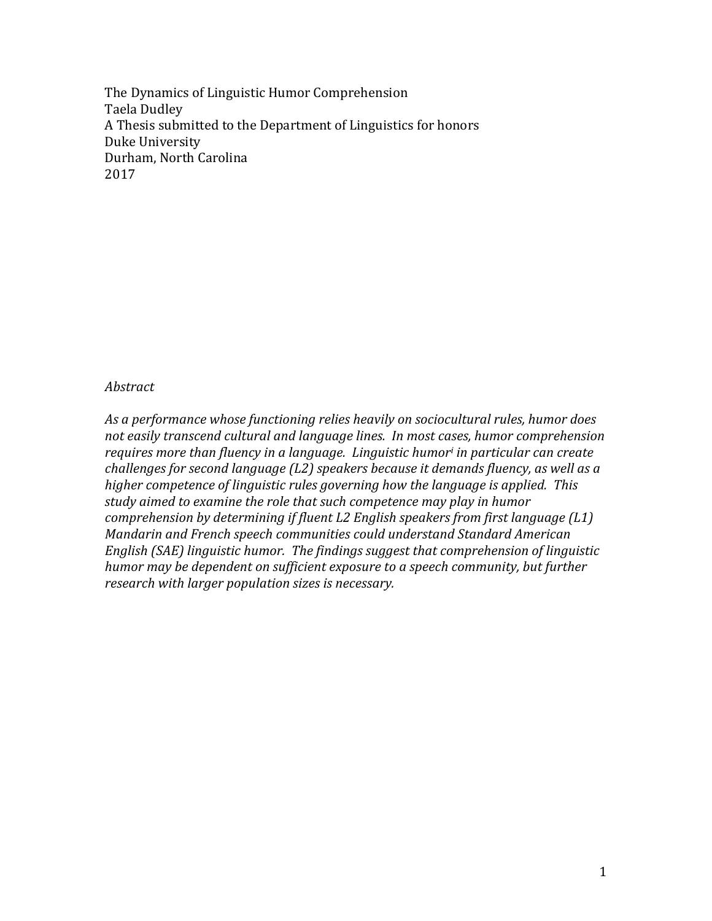The Dynamics of Linguistic Humor Comprehension
Taela Dudley
A Thesis submitted to the Department of Linguistics for honors
Duke University
Durham, North Carolina
2017

*Abstract*

*As a performance whose functioning relies heavily on sociocultural rules, humor does not easily transcend cultural and language lines. In most cases, humor comprehension requires more than fluency in a language. Linguistic humor[i] in particular can create challenges for second language (L2) speakers because it demands fluency, as well as a higher competence of linguistic rules governing how the language is applied. This study aimed to examine the role that such competence may play in humor comprehension by determining if fluent L2 English speakers from first language (L1) Mandarin and French speech communities could understand Standard American English (SAE) linguistic humor. The findings suggest that comprehension of linguistic humor may be dependent on sufficient exposure to a speech community, but further research with larger population sizes is necessary.*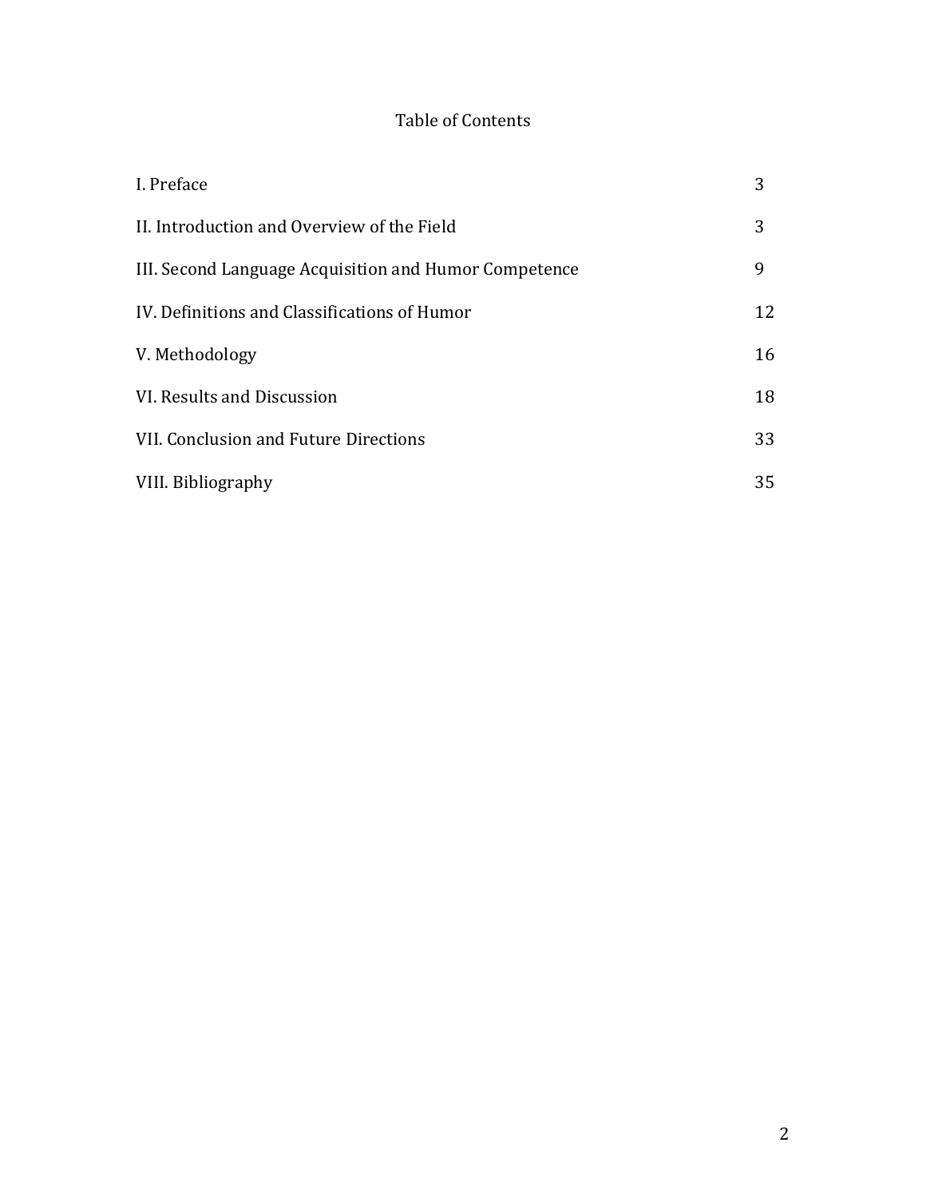# Table of Contents

| | |
|---|---|
| I. Preface | 3 |
| II. Introduction and Overview of the Field | 3 |
| III. Second Language Acquisition and Humor Competence | 9 |
| IV. Definitions and Classifications of Humor | 12 |
| V. Methodology | 16 |
| VI. Results and Discussion | 18 |
| VII. Conclusion and Future Directions | 33 |
| VIII. Bibliography | 35 |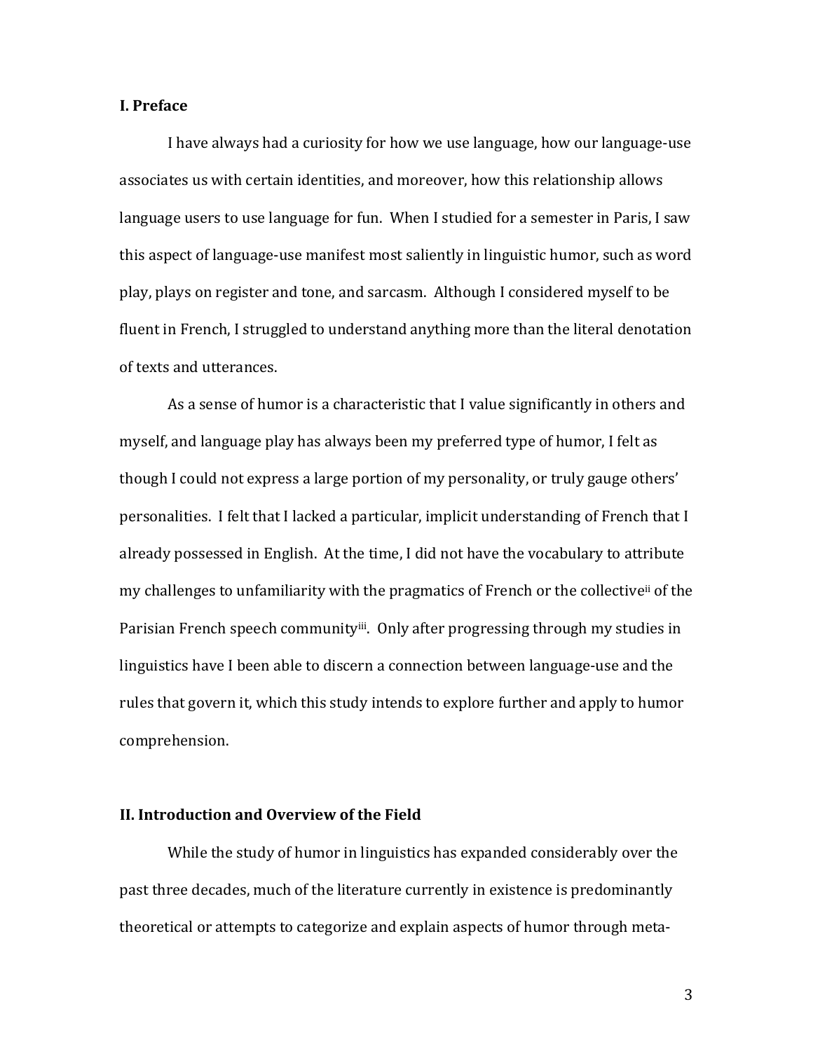## I. Preface

I have always had a curiosity for how we use language, how our language-use associates us with certain identities, and moreover, how this relationship allows language users to use language for fun. When I studied for a semester in Paris, I saw this aspect of language-use manifest most saliently in linguistic humor, such as word play, plays on register and tone, and sarcasm. Although I considered myself to be fluent in French, I struggled to understand anything more than the literal denotation of texts and utterances.

As a sense of humor is a characteristic that I value significantly in others and myself, and language play has always been my preferred type of humor, I felt as though I could not express a large portion of my personality, or truly gauge others' personalities. I felt that I lacked a particular, implicit understanding of French that I already possessed in English. At the time, I did not have the vocabulary to attribute my challenges to unfamiliarity with the pragmatics of French or the collective[ii] of the Parisian French speech community[iii]. Only after progressing through my studies in linguistics have I been able to discern a connection between language-use and the rules that govern it, which this study intends to explore further and apply to humor comprehension.

## II. Introduction and Overview of the Field

While the study of humor in linguistics has expanded considerably over the past three decades, much of the literature currently in existence is predominantly theoretical or attempts to categorize and explain aspects of humor through meta-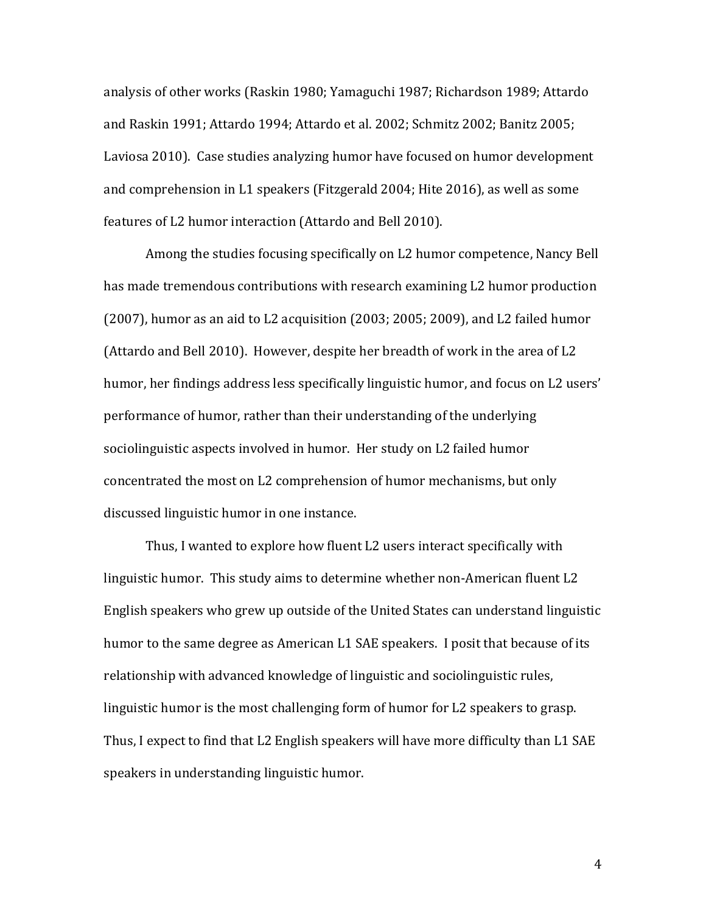analysis of other works (Raskin 1980; Yamaguchi 1987; Richardson 1989; Attardo and Raskin 1991; Attardo 1994; Attardo et al. 2002; Schmitz 2002; Banitz 2005; Laviosa 2010). Case studies analyzing humor have focused on humor development and comprehension in L1 speakers (Fitzgerald 2004; Hite 2016), as well as some features of L2 humor interaction (Attardo and Bell 2010).

Among the studies focusing specifically on L2 humor competence, Nancy Bell has made tremendous contributions with research examining L2 humor production (2007), humor as an aid to L2 acquisition (2003; 2005; 2009), and L2 failed humor (Attardo and Bell 2010). However, despite her breadth of work in the area of L2 humor, her findings address less specifically linguistic humor, and focus on L2 users' performance of humor, rather than their understanding of the underlying sociolinguistic aspects involved in humor. Her study on L2 failed humor concentrated the most on L2 comprehension of humor mechanisms, but only discussed linguistic humor in one instance.

Thus, I wanted to explore how fluent L2 users interact specifically with linguistic humor. This study aims to determine whether non-American fluent L2 English speakers who grew up outside of the United States can understand linguistic humor to the same degree as American L1 SAE speakers. I posit that because of its relationship with advanced knowledge of linguistic and sociolinguistic rules, linguistic humor is the most challenging form of humor for L2 speakers to grasp. Thus, I expect to find that L2 English speakers will have more difficulty than L1 SAE speakers in understanding linguistic humor.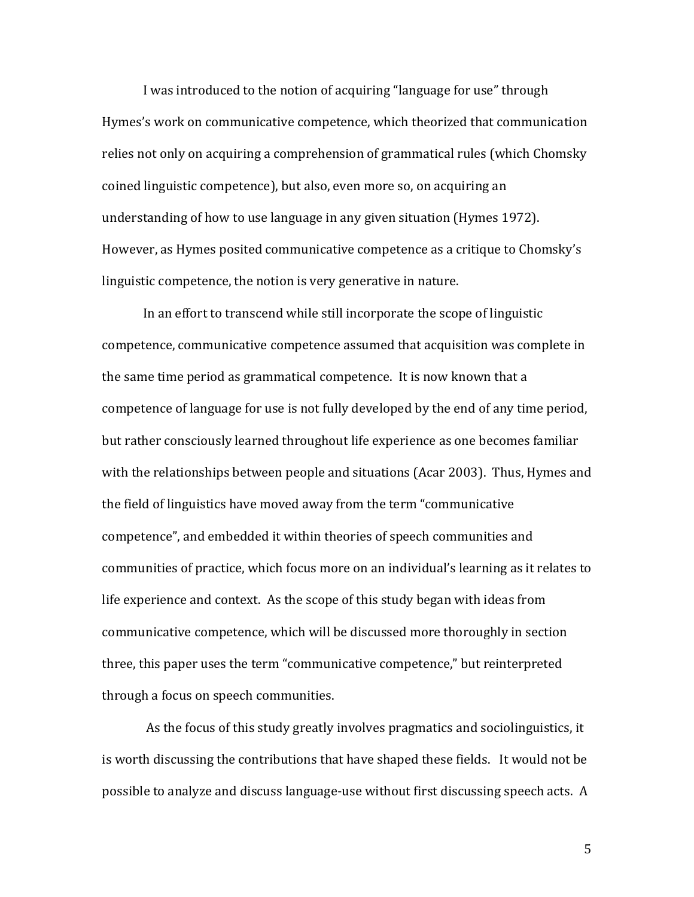I was introduced to the notion of acquiring "language for use" through Hymes's work on communicative competence, which theorized that communication relies not only on acquiring a comprehension of grammatical rules (which Chomsky coined linguistic competence), but also, even more so, on acquiring an understanding of how to use language in any given situation (Hymes 1972). However, as Hymes posited communicative competence as a critique to Chomsky's linguistic competence, the notion is very generative in nature.

In an effort to transcend while still incorporate the scope of linguistic competence, communicative competence assumed that acquisition was complete in the same time period as grammatical competence. It is now known that a competence of language for use is not fully developed by the end of any time period, but rather consciously learned throughout life experience as one becomes familiar with the relationships between people and situations (Acar 2003). Thus, Hymes and the field of linguistics have moved away from the term "communicative competence", and embedded it within theories of speech communities and communities of practice, which focus more on an individual's learning as it relates to life experience and context. As the scope of this study began with ideas from communicative competence, which will be discussed more thoroughly in section three, this paper uses the term "communicative competence," but reinterpreted through a focus on speech communities.

As the focus of this study greatly involves pragmatics and sociolinguistics, it is worth discussing the contributions that have shaped these fields. It would not be possible to analyze and discuss language-use without first discussing speech acts. A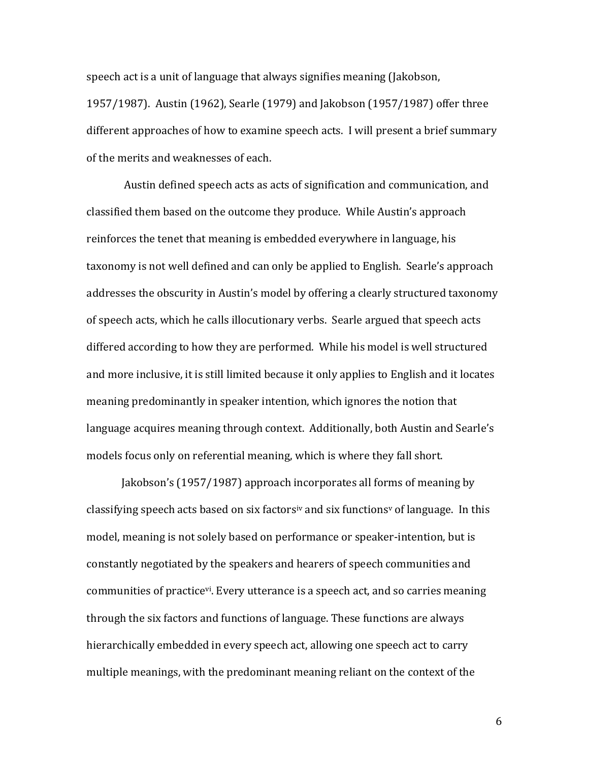speech act is a unit of language that always signifies meaning (Jakobson, 1957/1987). Austin (1962), Searle (1979) and Jakobson (1957/1987) offer three different approaches of how to examine speech acts. I will present a brief summary of the merits and weaknesses of each.

Austin defined speech acts as acts of signification and communication, and classified them based on the outcome they produce. While Austin's approach reinforces the tenet that meaning is embedded everywhere in language, his taxonomy is not well defined and can only be applied to English. Searle's approach addresses the obscurity in Austin's model by offering a clearly structured taxonomy of speech acts, which he calls illocutionary verbs. Searle argued that speech acts differed according to how they are performed. While his model is well structured and more inclusive, it is still limited because it only applies to English and it locates meaning predominantly in speaker intention, which ignores the notion that language acquires meaning through context. Additionally, both Austin and Searle's models focus only on referential meaning, which is where they fall short.

Jakobson's (1957/1987) approach incorporates all forms of meaning by classifying speech acts based on six factors[iv] and six functions[v] of language. In this model, meaning is not solely based on performance or speaker-intention, but is constantly negotiated by the speakers and hearers of speech communities and communities of practice[vi]. Every utterance is a speech act, and so carries meaning through the six factors and functions of language. These functions are always hierarchically embedded in every speech act, allowing one speech act to carry multiple meanings, with the predominant meaning reliant on the context of the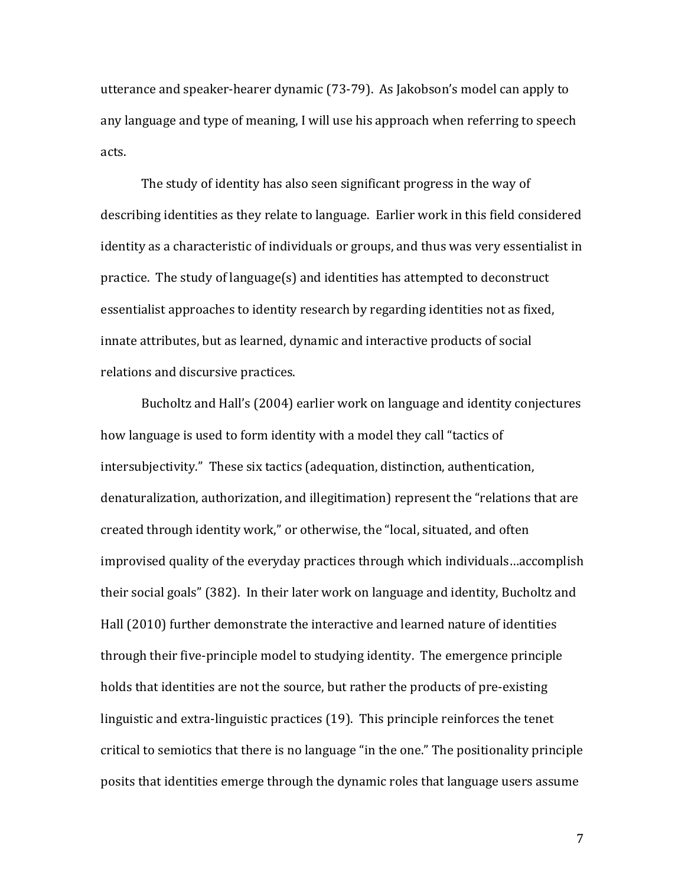utterance and speaker-hearer dynamic (73-79). As Jakobson's model can apply to any language and type of meaning, I will use his approach when referring to speech acts.

The study of identity has also seen significant progress in the way of describing identities as they relate to language. Earlier work in this field considered identity as a characteristic of individuals or groups, and thus was very essentialist in practice. The study of language(s) and identities has attempted to deconstruct essentialist approaches to identity research by regarding identities not as fixed, innate attributes, but as learned, dynamic and interactive products of social relations and discursive practices.

Bucholtz and Hall's (2004) earlier work on language and identity conjectures how language is used to form identity with a model they call "tactics of intersubjectivity." These six tactics (adequation, distinction, authentication, denaturalization, authorization, and illegitimation) represent the "relations that are created through identity work," or otherwise, the "local, situated, and often improvised quality of the everyday practices through which individuals…accomplish their social goals" (382). In their later work on language and identity, Bucholtz and Hall (2010) further demonstrate the interactive and learned nature of identities through their five-principle model to studying identity. The emergence principle holds that identities are not the source, but rather the products of pre-existing linguistic and extra-linguistic practices (19). This principle reinforces the tenet critical to semiotics that there is no language "in the one." The positionality principle posits that identities emerge through the dynamic roles that language users assume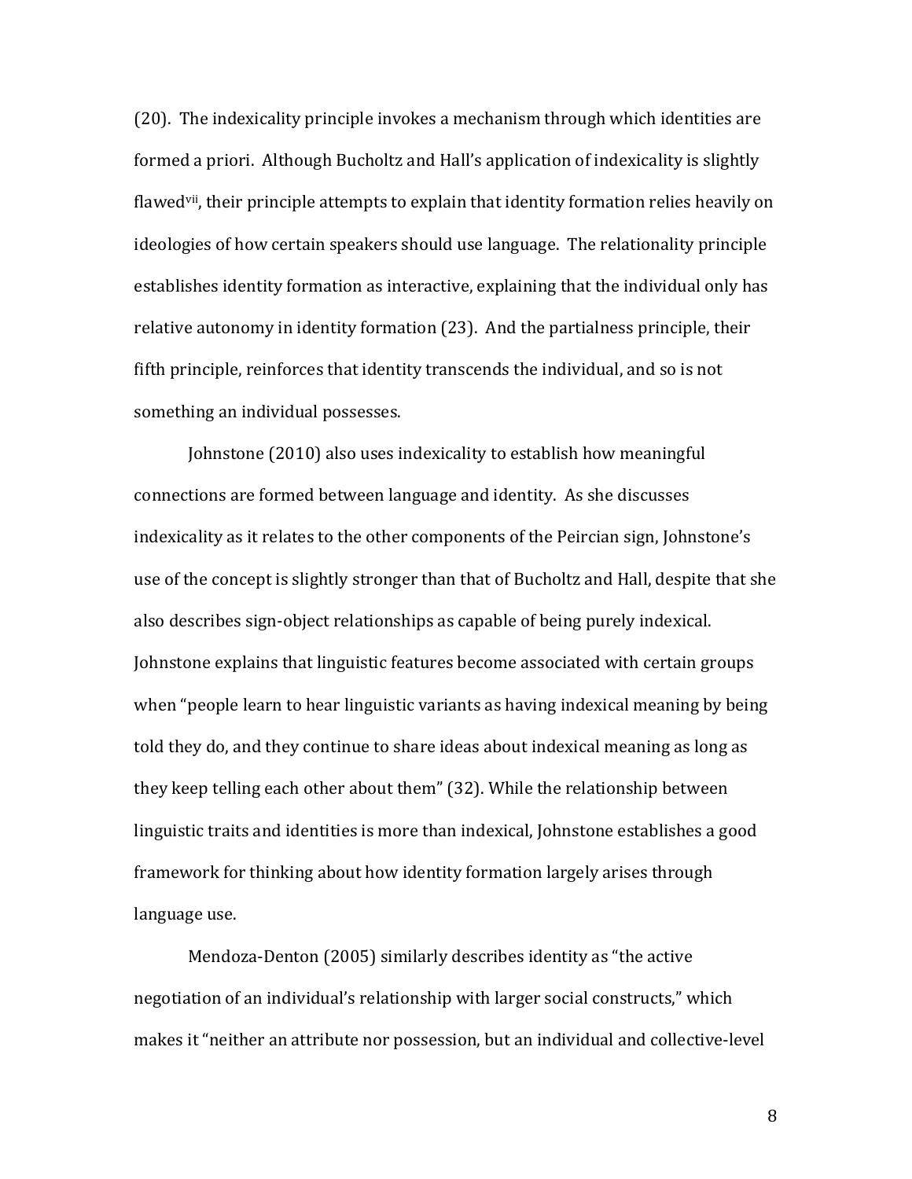(20). The indexicality principle invokes a mechanism through which identities are formed a priori. Although Bucholtz and Hall's application of indexicality is slightly flawed[vii], their principle attempts to explain that identity formation relies heavily on ideologies of how certain speakers should use language. The relationality principle establishes identity formation as interactive, explaining that the individual only has relative autonomy in identity formation (23). And the partialness principle, their fifth principle, reinforces that identity transcends the individual, and so is not something an individual possesses.

Johnstone (2010) also uses indexicality to establish how meaningful connections are formed between language and identity. As she discusses indexicality as it relates to the other components of the Peircian sign, Johnstone's use of the concept is slightly stronger than that of Bucholtz and Hall, despite that she also describes sign-object relationships as capable of being purely indexical. Johnstone explains that linguistic features become associated with certain groups when "people learn to hear linguistic variants as having indexical meaning by being told they do, and they continue to share ideas about indexical meaning as long as they keep telling each other about them" (32). While the relationship between linguistic traits and identities is more than indexical, Johnstone establishes a good framework for thinking about how identity formation largely arises through language use.

Mendoza-Denton (2005) similarly describes identity as "the active negotiation of an individual's relationship with larger social constructs," which makes it "neither an attribute nor possession, but an individual and collective-level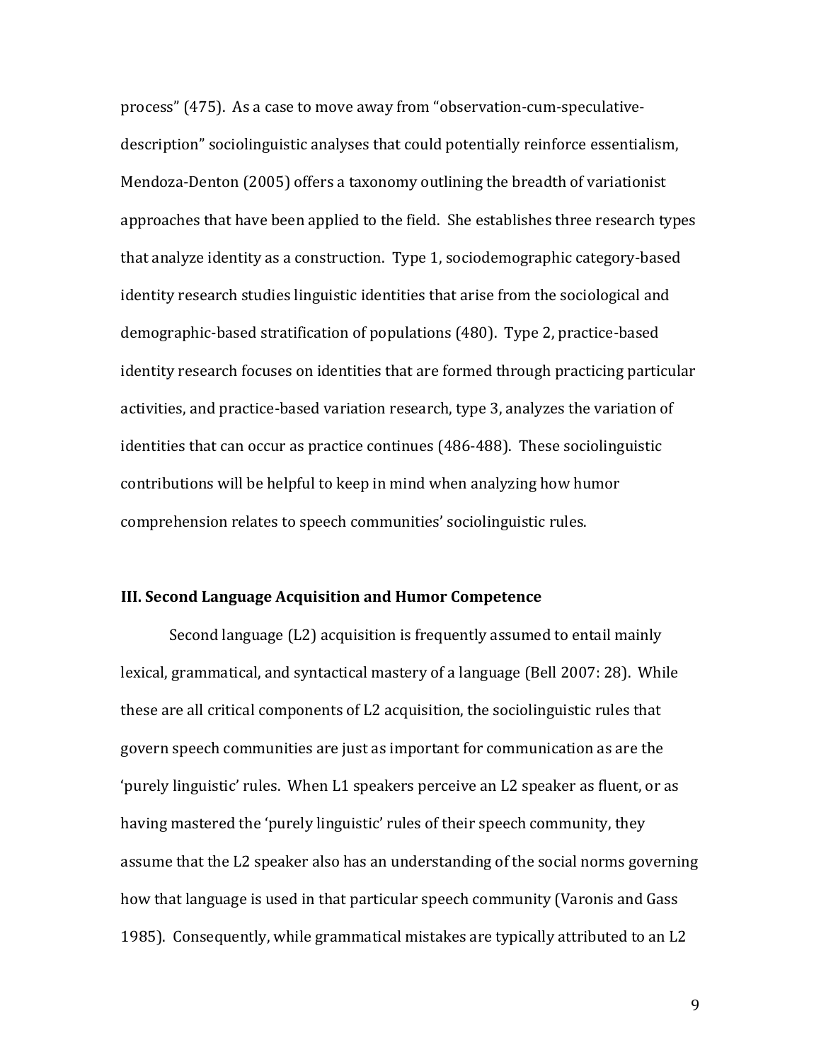process" (475). As a case to move away from "observation-cum-speculative-description" sociolinguistic analyses that could potentially reinforce essentialism, Mendoza-Denton (2005) offers a taxonomy outlining the breadth of variationist approaches that have been applied to the field. She establishes three research types that analyze identity as a construction. Type 1, sociodemographic category-based identity research studies linguistic identities that arise from the sociological and demographic-based stratification of populations (480). Type 2, practice-based identity research focuses on identities that are formed through practicing particular activities, and practice-based variation research, type 3, analyzes the variation of identities that can occur as practice continues (486-488). These sociolinguistic contributions will be helpful to keep in mind when analyzing how humor comprehension relates to speech communities' sociolinguistic rules.

## III. Second Language Acquisition and Humor Competence

Second language (L2) acquisition is frequently assumed to entail mainly lexical, grammatical, and syntactical mastery of a language (Bell 2007: 28). While these are all critical components of L2 acquisition, the sociolinguistic rules that govern speech communities are just as important for communication as are the 'purely linguistic' rules. When L1 speakers perceive an L2 speaker as fluent, or as having mastered the 'purely linguistic' rules of their speech community, they assume that the L2 speaker also has an understanding of the social norms governing how that language is used in that particular speech community (Varonis and Gass 1985). Consequently, while grammatical mistakes are typically attributed to an L2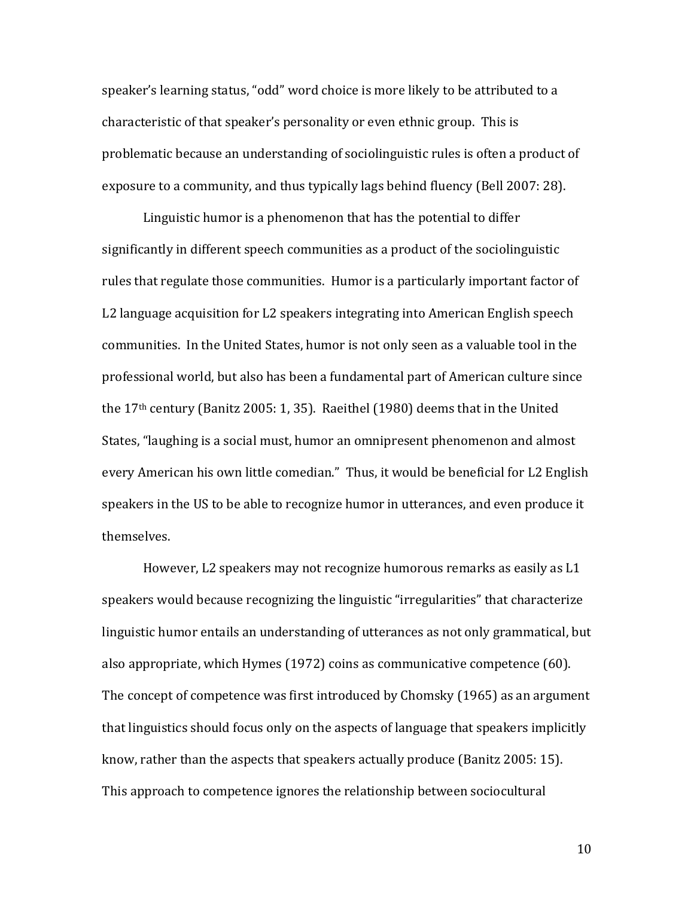speaker's learning status, "odd" word choice is more likely to be attributed to a characteristic of that speaker's personality or even ethnic group. This is problematic because an understanding of sociolinguistic rules is often a product of exposure to a community, and thus typically lags behind fluency (Bell 2007: 28).

Linguistic humor is a phenomenon that has the potential to differ significantly in different speech communities as a product of the sociolinguistic rules that regulate those communities. Humor is a particularly important factor of L2 language acquisition for L2 speakers integrating into American English speech communities. In the United States, humor is not only seen as a valuable tool in the professional world, but also has been a fundamental part of American culture since the 17th century (Banitz 2005: 1, 35). Raeithel (1980) deems that in the United States, "laughing is a social must, humor an omnipresent phenomenon and almost every American his own little comedian." Thus, it would be beneficial for L2 English speakers in the US to be able to recognize humor in utterances, and even produce it themselves.

However, L2 speakers may not recognize humorous remarks as easily as L1 speakers would because recognizing the linguistic "irregularities" that characterize linguistic humor entails an understanding of utterances as not only grammatical, but also appropriate, which Hymes (1972) coins as communicative competence (60). The concept of competence was first introduced by Chomsky (1965) as an argument that linguistics should focus only on the aspects of language that speakers implicitly know, rather than the aspects that speakers actually produce (Banitz 2005: 15). This approach to competence ignores the relationship between sociocultural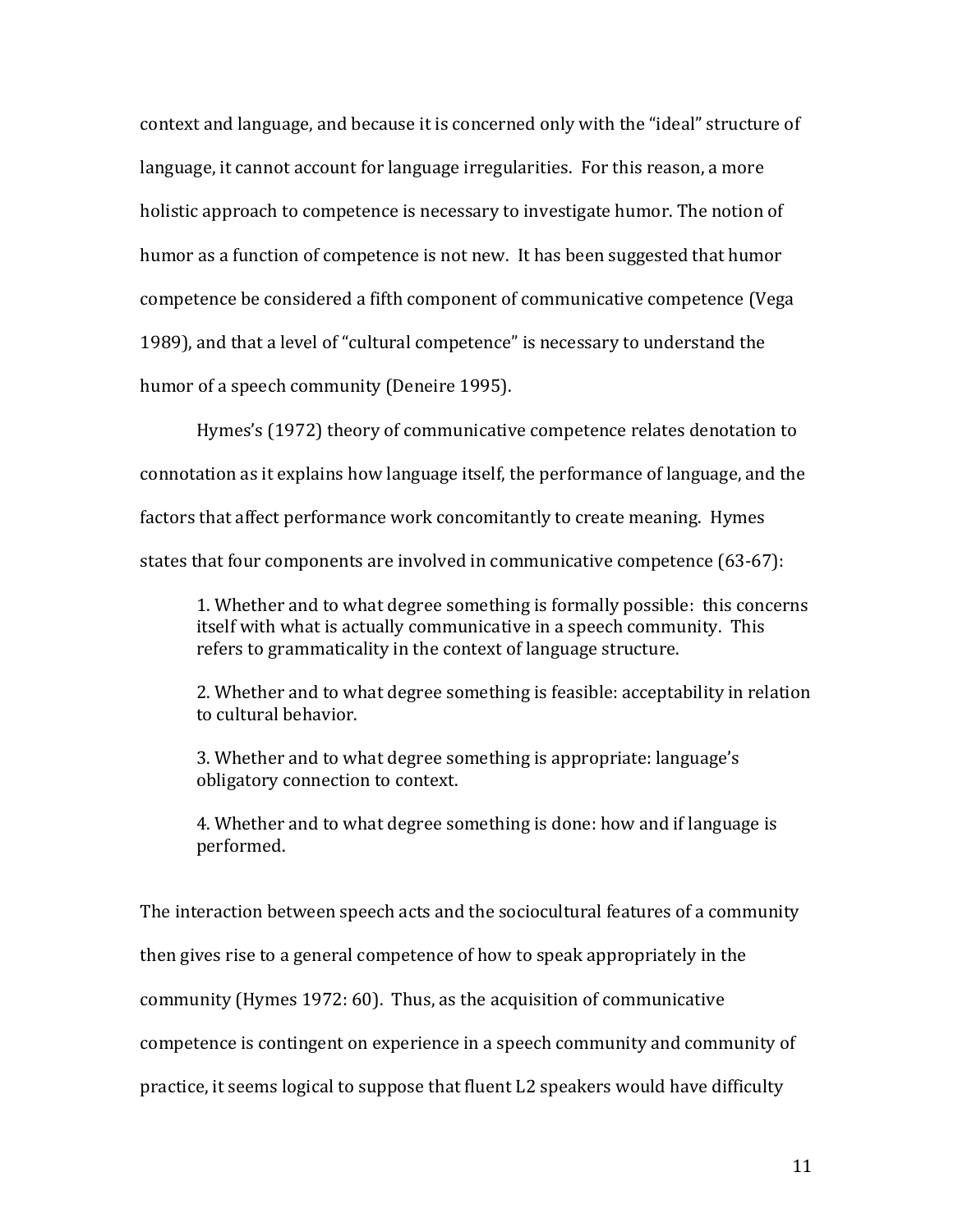context and language, and because it is concerned only with the "ideal" structure of language, it cannot account for language irregularities. For this reason, a more holistic approach to competence is necessary to investigate humor. The notion of humor as a function of competence is not new. It has been suggested that humor competence be considered a fifth component of communicative competence (Vega 1989), and that a level of "cultural competence" is necessary to understand the humor of a speech community (Deneire 1995).

Hymes's (1972) theory of communicative competence relates denotation to connotation as it explains how language itself, the performance of language, and the factors that affect performance work concomitantly to create meaning. Hymes states that four components are involved in communicative competence (63-67):

> 1. Whether and to what degree something is formally possible: this concerns itself with what is actually communicative in a speech community. This refers to grammaticality in the context of language structure.
>
> 2. Whether and to what degree something is feasible: acceptability in relation to cultural behavior.
>
> 3. Whether and to what degree something is appropriate: language's obligatory connection to context.
>
> 4. Whether and to what degree something is done: how and if language is performed.

The interaction between speech acts and the sociocultural features of a community then gives rise to a general competence of how to speak appropriately in the community (Hymes 1972: 60). Thus, as the acquisition of communicative competence is contingent on experience in a speech community and community of practice, it seems logical to suppose that fluent L2 speakers would have difficulty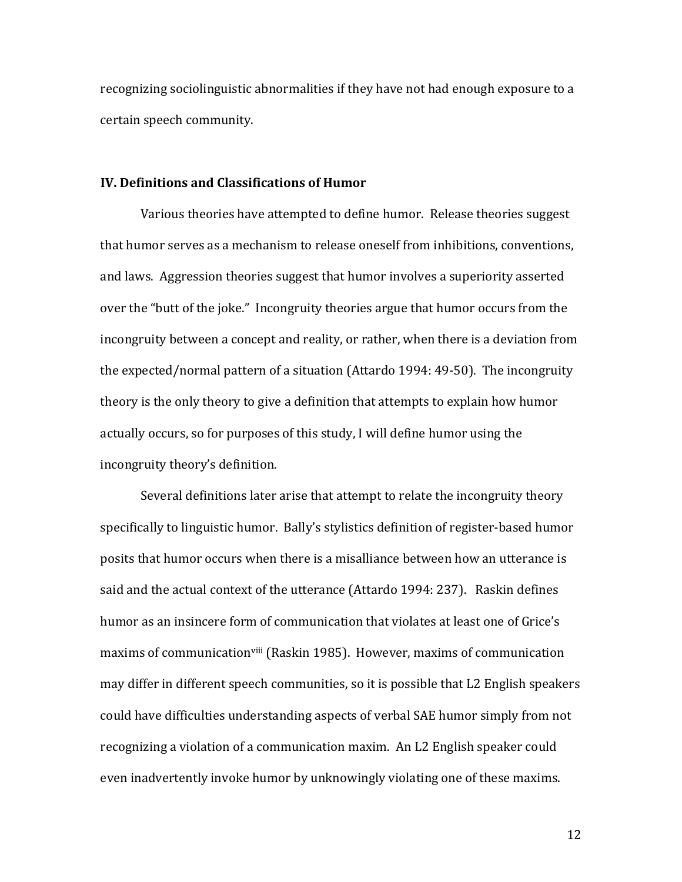recognizing sociolinguistic abnormalities if they have not had enough exposure to a certain speech community.

### IV. Definitions and Classifications of Humor

Various theories have attempted to define humor. Release theories suggest that humor serves as a mechanism to release oneself from inhibitions, conventions, and laws. Aggression theories suggest that humor involves a superiority asserted over the "butt of the joke." Incongruity theories argue that humor occurs from the incongruity between a concept and reality, or rather, when there is a deviation from the expected/normal pattern of a situation (Attardo 1994: 49-50). The incongruity theory is the only theory to give a definition that attempts to explain how humor actually occurs, so for purposes of this study, I will define humor using the incongruity theory's definition.

Several definitions later arise that attempt to relate the incongruity theory specifically to linguistic humor. Bally's stylistics definition of register-based humor posits that humor occurs when there is a misalliance between how an utterance is said and the actual context of the utterance (Attardo 1994: 237). Raskin defines humor as an insincere form of communication that violates at least one of Grice's maxims of communication[viii] (Raskin 1985). However, maxims of communication may differ in different speech communities, so it is possible that L2 English speakers could have difficulties understanding aspects of verbal SAE humor simply from not recognizing a violation of a communication maxim. An L2 English speaker could even inadvertently invoke humor by unknowingly violating one of these maxims.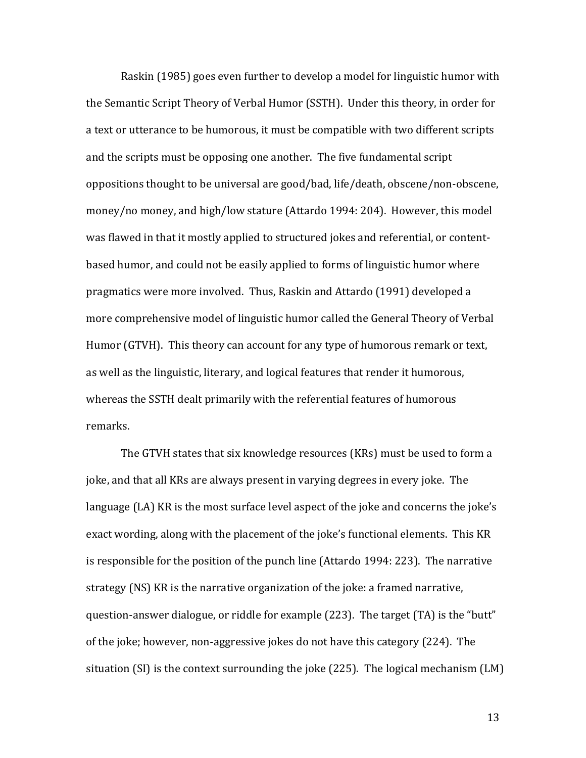Raskin (1985) goes even further to develop a model for linguistic humor with the Semantic Script Theory of Verbal Humor (SSTH). Under this theory, in order for a text or utterance to be humorous, it must be compatible with two different scripts and the scripts must be opposing one another. The five fundamental script oppositions thought to be universal are good/bad, life/death, obscene/non-obscene, money/no money, and high/low stature (Attardo 1994: 204). However, this model was flawed in that it mostly applied to structured jokes and referential, or content-based humor, and could not be easily applied to forms of linguistic humor where pragmatics were more involved. Thus, Raskin and Attardo (1991) developed a more comprehensive model of linguistic humor called the General Theory of Verbal Humor (GTVH). This theory can account for any type of humorous remark or text, as well as the linguistic, literary, and logical features that render it humorous, whereas the SSTH dealt primarily with the referential features of humorous remarks.

The GTVH states that six knowledge resources (KRs) must be used to form a joke, and that all KRs are always present in varying degrees in every joke. The language (LA) KR is the most surface level aspect of the joke and concerns the joke's exact wording, along with the placement of the joke's functional elements. This KR is responsible for the position of the punch line (Attardo 1994: 223). The narrative strategy (NS) KR is the narrative organization of the joke: a framed narrative, question-answer dialogue, or riddle for example (223). The target (TA) is the "butt" of the joke; however, non-aggressive jokes do not have this category (224). The situation (SI) is the context surrounding the joke (225). The logical mechanism (LM)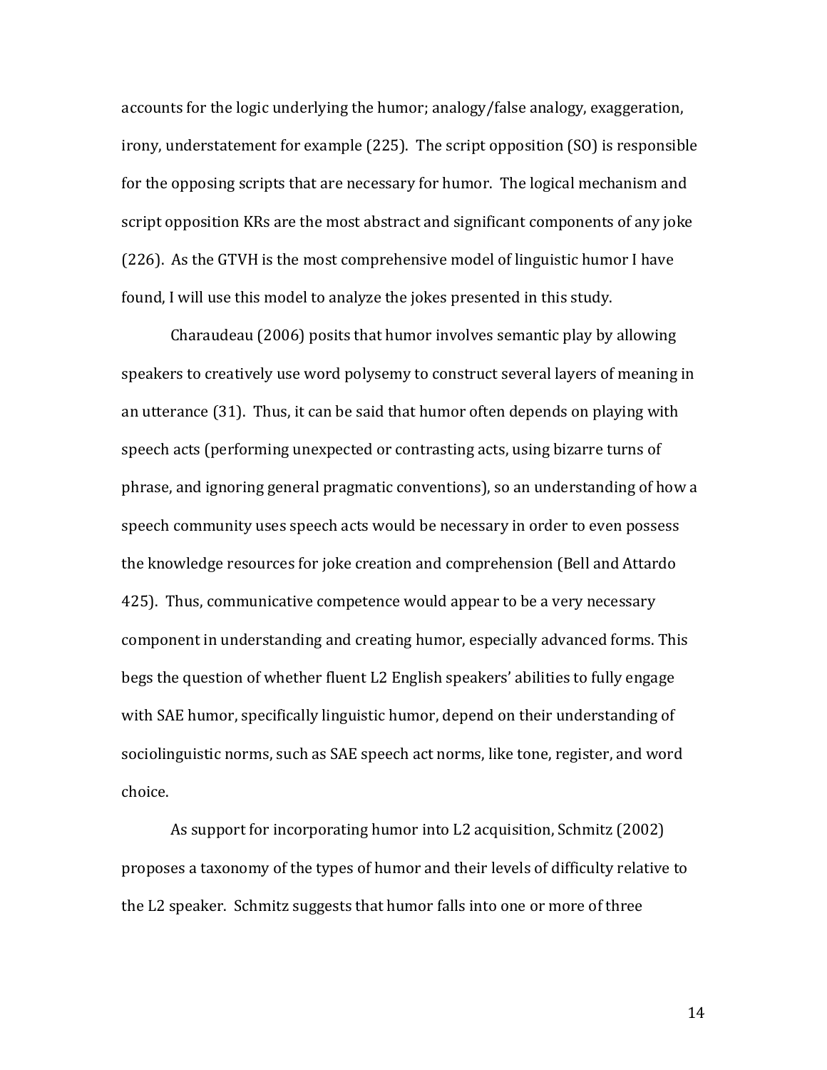accounts for the logic underlying the humor; analogy/false analogy, exaggeration, irony, understatement for example (225). The script opposition (SO) is responsible for the opposing scripts that are necessary for humor. The logical mechanism and script opposition KRs are the most abstract and significant components of any joke (226). As the GTVH is the most comprehensive model of linguistic humor I have found, I will use this model to analyze the jokes presented in this study.

Charaudeau (2006) posits that humor involves semantic play by allowing speakers to creatively use word polysemy to construct several layers of meaning in an utterance (31). Thus, it can be said that humor often depends on playing with speech acts (performing unexpected or contrasting acts, using bizarre turns of phrase, and ignoring general pragmatic conventions), so an understanding of how a speech community uses speech acts would be necessary in order to even possess the knowledge resources for joke creation and comprehension (Bell and Attardo 425). Thus, communicative competence would appear to be a very necessary component in understanding and creating humor, especially advanced forms. This begs the question of whether fluent L2 English speakers' abilities to fully engage with SAE humor, specifically linguistic humor, depend on their understanding of sociolinguistic norms, such as SAE speech act norms, like tone, register, and word choice.

As support for incorporating humor into L2 acquisition, Schmitz (2002) proposes a taxonomy of the types of humor and their levels of difficulty relative to the L2 speaker. Schmitz suggests that humor falls into one or more of three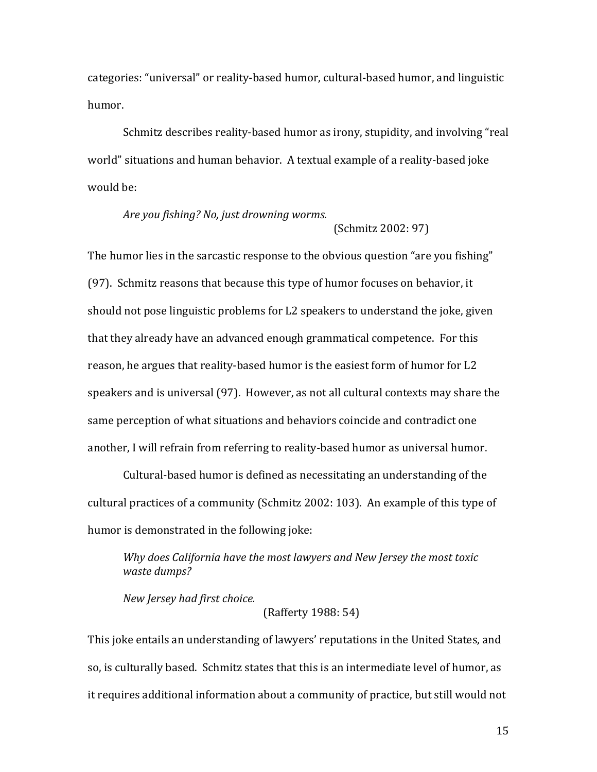categories: “universal” or reality-based humor, cultural-based humor, and linguistic humor.

Schmitz describes reality-based humor as irony, stupidity, and involving “real world” situations and human behavior. A textual example of a reality-based joke would be:

> *Are you fishing? No, just drowning worms.*
>
> (Schmitz 2002: 97)

The humor lies in the sarcastic response to the obvious question “are you fishing” (97). Schmitz reasons that because this type of humor focuses on behavior, it should not pose linguistic problems for L2 speakers to understand the joke, given that they already have an advanced enough grammatical competence. For this reason, he argues that reality-based humor is the easiest form of humor for L2 speakers and is universal (97). However, as not all cultural contexts may share the same perception of what situations and behaviors coincide and contradict one another, I will refrain from referring to reality-based humor as universal humor.

Cultural-based humor is defined as necessitating an understanding of the cultural practices of a community (Schmitz 2002: 103). An example of this type of humor is demonstrated in the following joke:

> *Why does California have the most lawyers and New Jersey the most toxic waste dumps?*
>
> *New Jersey had first choice.*
>
> (Rafferty 1988: 54)

This joke entails an understanding of lawyers’ reputations in the United States, and so, is culturally based. Schmitz states that this is an intermediate level of humor, as it requires additional information about a community of practice, but still would not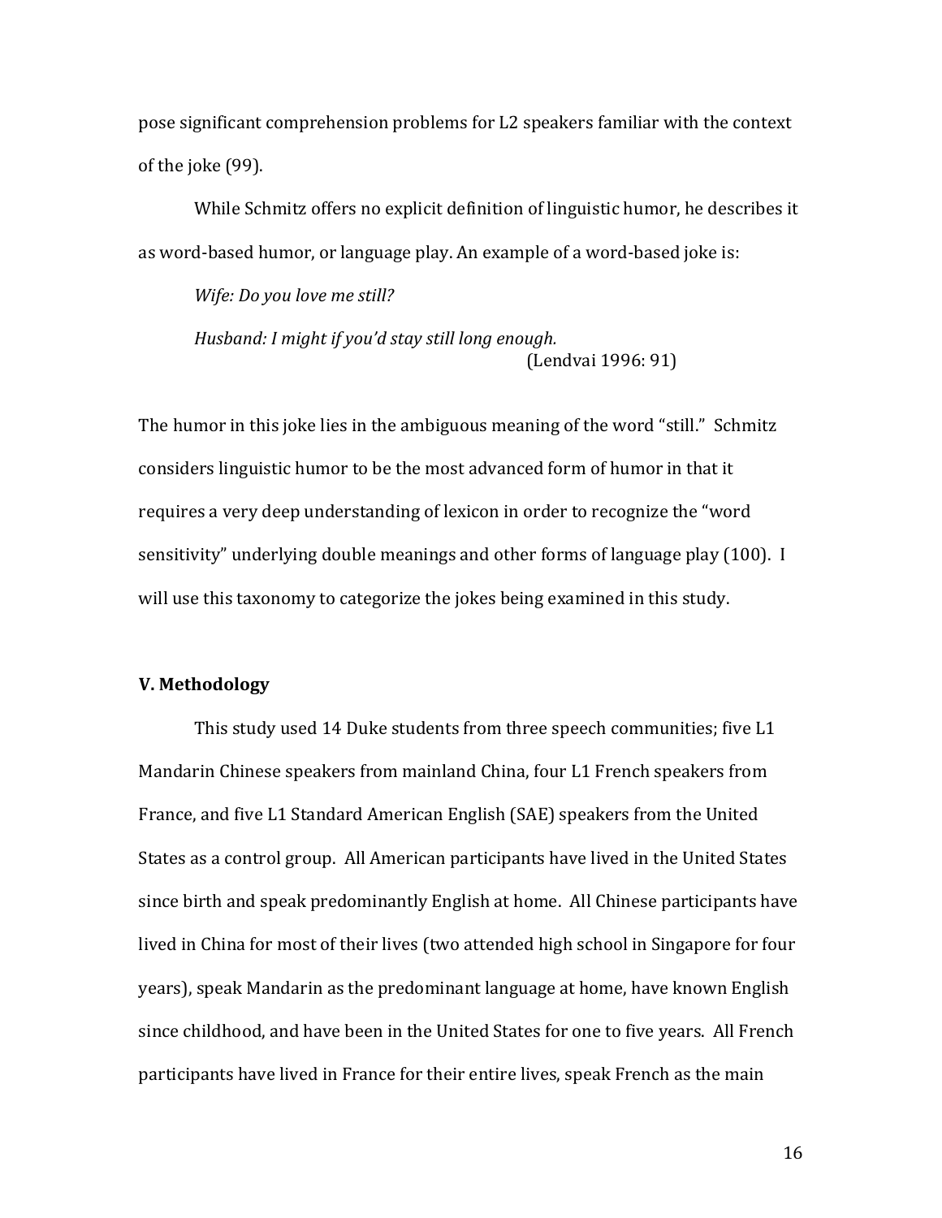pose significant comprehension problems for L2 speakers familiar with the context of the joke (99).

While Schmitz offers no explicit definition of linguistic humor, he describes it as word-based humor, or language play. An example of a word-based joke is:

> *Wife: Do you love me still?*
>
> *Husband: I might if you'd stay still long enough.*
>
> (Lendvai 1996: 91)

The humor in this joke lies in the ambiguous meaning of the word "still." Schmitz considers linguistic humor to be the most advanced form of humor in that it requires a very deep understanding of lexicon in order to recognize the "word sensitivity" underlying double meanings and other forms of language play (100). I will use this taxonomy to categorize the jokes being examined in this study.

## V. Methodology

This study used 14 Duke students from three speech communities; five L1 Mandarin Chinese speakers from mainland China, four L1 French speakers from France, and five L1 Standard American English (SAE) speakers from the United States as a control group. All American participants have lived in the United States since birth and speak predominantly English at home. All Chinese participants have lived in China for most of their lives (two attended high school in Singapore for four years), speak Mandarin as the predominant language at home, have known English since childhood, and have been in the United States for one to five years. All French participants have lived in France for their entire lives, speak French as the main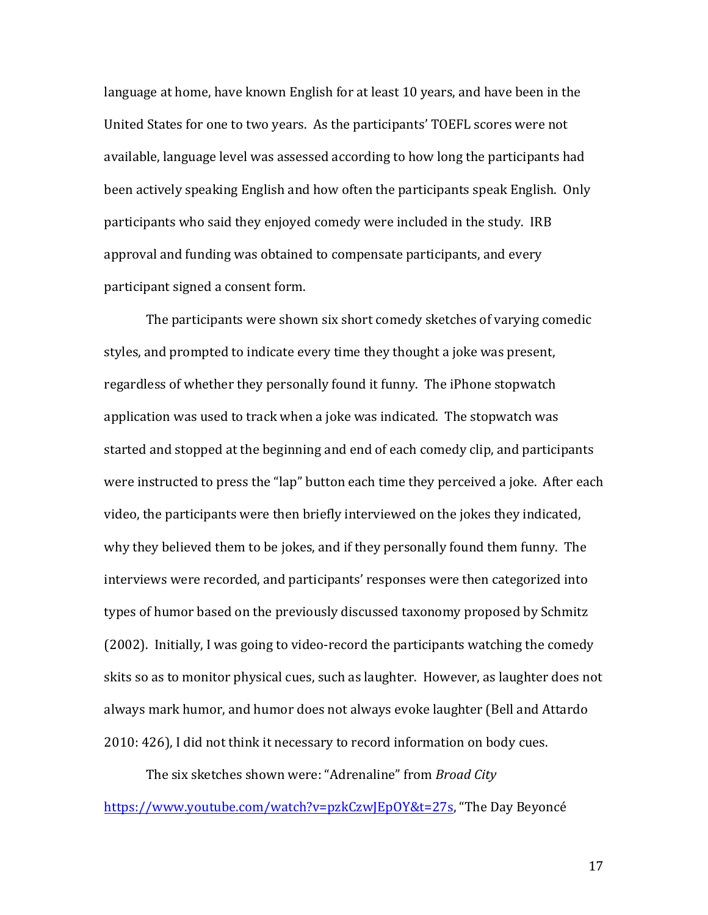language at home, have known English for at least 10 years, and have been in the United States for one to two years. As the participants' TOEFL scores were not available, language level was assessed according to how long the participants had been actively speaking English and how often the participants speak English. Only participants who said they enjoyed comedy were included in the study. IRB approval and funding was obtained to compensate participants, and every participant signed a consent form.

The participants were shown six short comedy sketches of varying comedic styles, and prompted to indicate every time they thought a joke was present, regardless of whether they personally found it funny. The iPhone stopwatch application was used to track when a joke was indicated. The stopwatch was started and stopped at the beginning and end of each comedy clip, and participants were instructed to press the "lap" button each time they perceived a joke. After each video, the participants were then briefly interviewed on the jokes they indicated, why they believed them to be jokes, and if they personally found them funny. The interviews were recorded, and participants' responses were then categorized into types of humor based on the previously discussed taxonomy proposed by Schmitz (2002). Initially, I was going to video-record the participants watching the comedy skits so as to monitor physical cues, such as laughter. However, as laughter does not always mark humor, and humor does not always evoke laughter (Bell and Attardo 2010: 426), I did not think it necessary to record information on body cues.

The six sketches shown were: "Adrenaline" from *Broad City* https://www.youtube.com/watch?v=pzkCzwJEpOY&t=27s, "The Day Beyoncé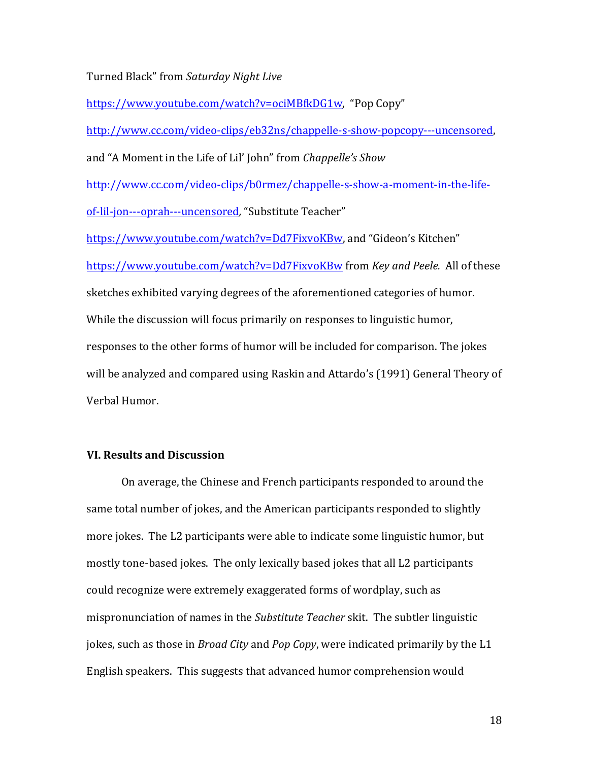Turned Black" from *Saturday Night Live* https://www.youtube.com/watch?v=ociMBfkDG1w, "Pop Copy" http://www.cc.com/video-clips/eb32ns/chappelle-s-show-popcopy---uncensored, and "A Moment in the Life of Lil' John" from *Chappelle's Show* http://www.cc.com/video-clips/b0rmez/chappelle-s-show-a-moment-in-the-life-of-lil-jon---oprah---uncensored, "Substitute Teacher" https://www.youtube.com/watch?v=Dd7FixvoKBw, and "Gideon's Kitchen" https://www.youtube.com/watch?v=Dd7FixvoKBw from *Key and Peele.* All of these sketches exhibited varying degrees of the aforementioned categories of humor. While the discussion will focus primarily on responses to linguistic humor, responses to the other forms of humor will be included for comparison. The jokes will be analyzed and compared using Raskin and Attardo's (1991) General Theory of Verbal Humor.

## VI. Results and Discussion

On average, the Chinese and French participants responded to around the same total number of jokes, and the American participants responded to slightly more jokes. The L2 participants were able to indicate some linguistic humor, but mostly tone-based jokes. The only lexically based jokes that all L2 participants could recognize were extremely exaggerated forms of wordplay, such as mispronunciation of names in the *Substitute Teacher* skit. The subtler linguistic jokes, such as those in *Broad City* and *Pop Copy*, were indicated primarily by the L1 English speakers. This suggests that advanced humor comprehension would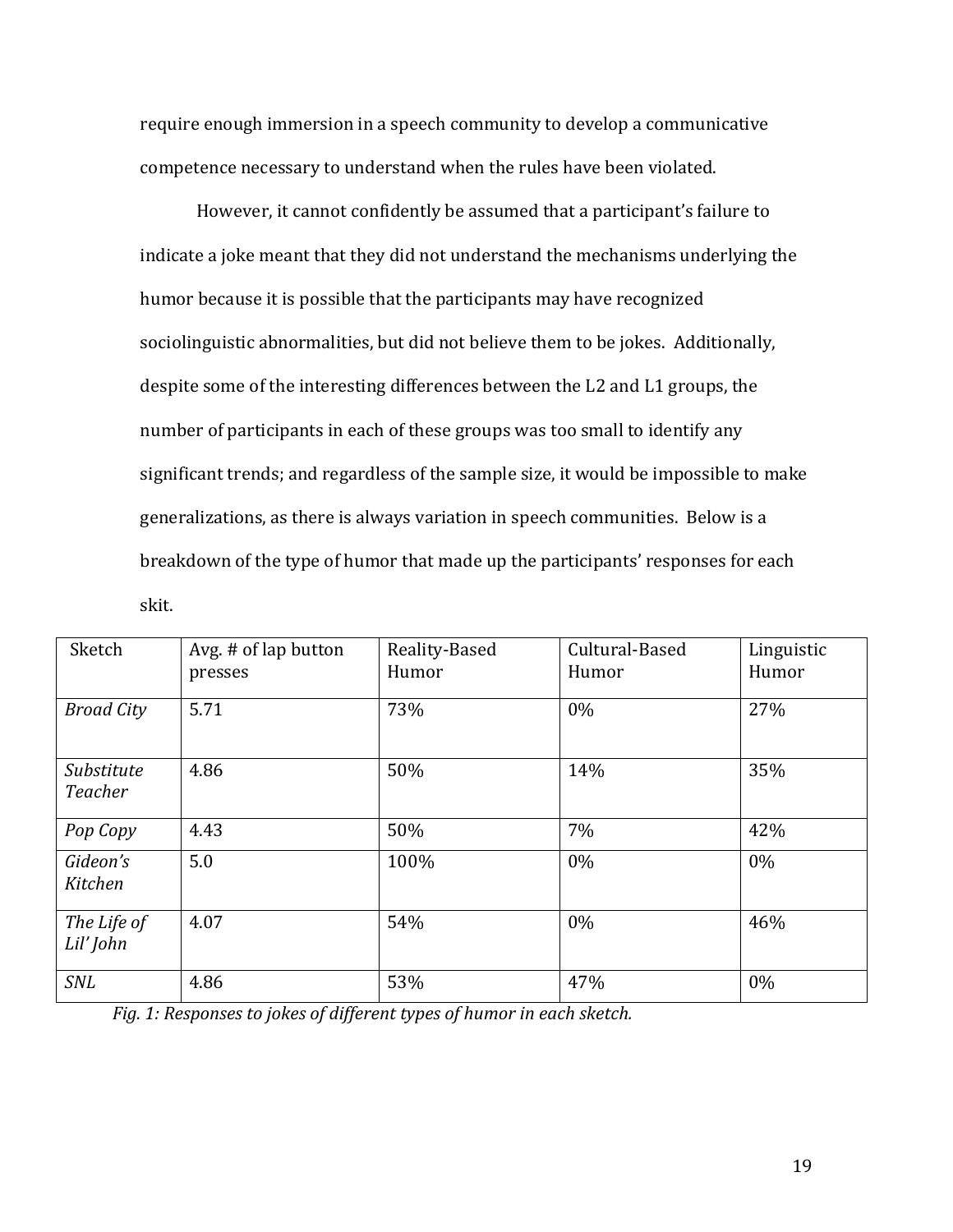require enough immersion in a speech community to develop a communicative competence necessary to understand when the rules have been violated.

However, it cannot confidently be assumed that a participant's failure to indicate a joke meant that they did not understand the mechanisms underlying the humor because it is possible that the participants may have recognized sociolinguistic abnormalities, but did not believe them to be jokes. Additionally, despite some of the interesting differences between the L2 and L1 groups, the number of participants in each of these groups was too small to identify any significant trends; and regardless of the sample size, it would be impossible to make generalizations, as there is always variation in speech communities. Below is a breakdown of the type of humor that made up the participants' responses for each skit.

| Sketch | Avg. # of lap button presses | Reality-Based Humor | Cultural-Based Humor | Linguistic Humor |
|---|---|---|---|---|
| *Broad City* | 5.71 | 73% | 0% | 27% |
| *Substitute Teacher* | 4.86 | 50% | 14% | 35% |
| *Pop Copy* | 4.43 | 50% | 7% | 42% |
| *Gideon's Kitchen* | 5.0 | 100% | 0% | 0% |
| *The Life of Lil' John* | 4.07 | 54% | 0% | 46% |
| *SNL* | 4.86 | 53% | 47% | 0% |

*Fig. 1: Responses to jokes of different types of humor in each sketch.*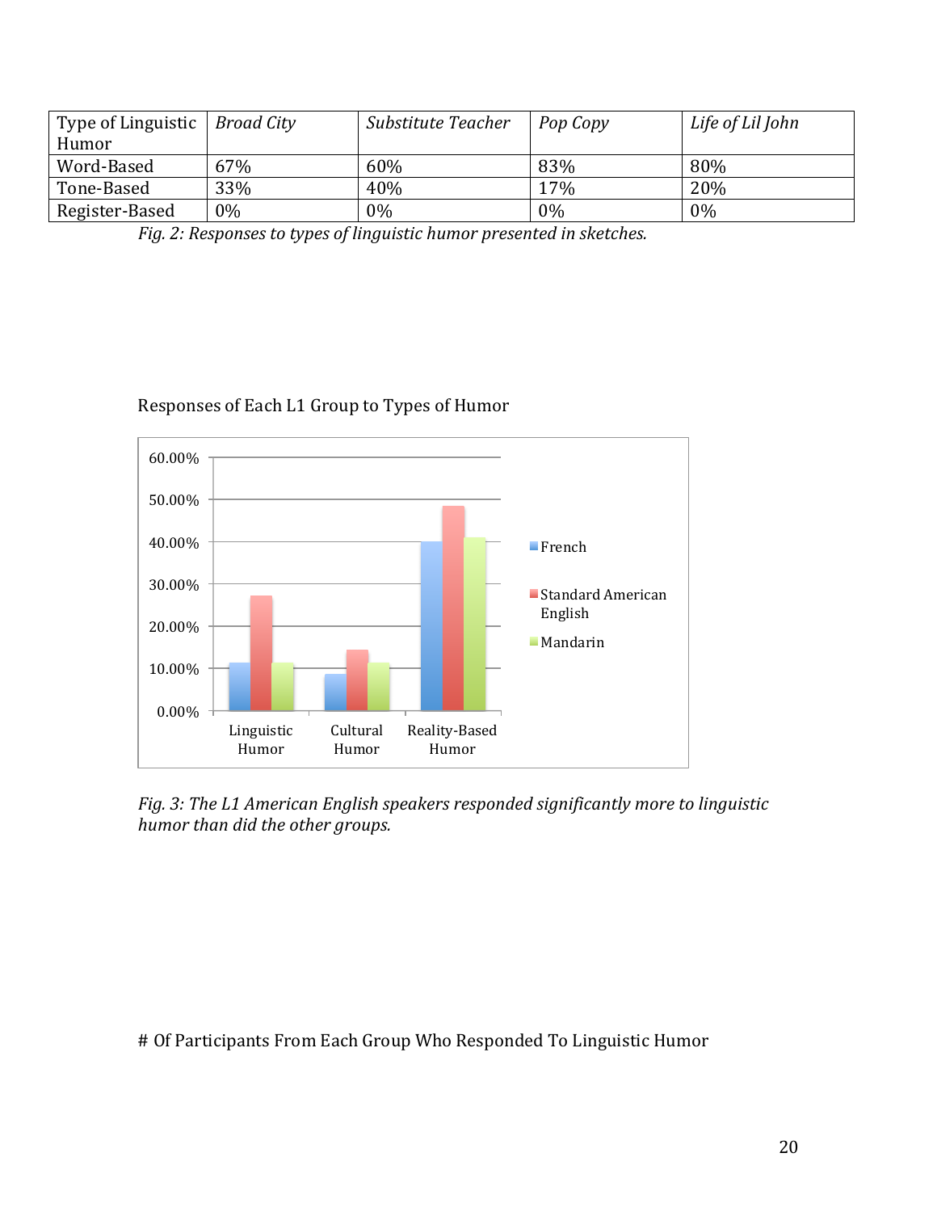| Type of Linguistic Humor | *Broad City* | *Substitute Teacher* | *Pop Copy* | *Life of Lil John* |
|---|---|---|---|---|
| Word-Based | 67% | 60% | 83% | 80% |
| Tone-Based | 33% | 40% | 17% | 20% |
| Register-Based | 0% | 0% | 0% | 0% |

*Fig. 2: Responses to types of linguistic humor presented in sketches.*

Responses of Each L1 Group to Types of Humor

*Fig. 3: The L1 American English speakers responded significantly more to linguistic humor than did the other groups.*

# Of Participants From Each Group Who Responded To Linguistic Humor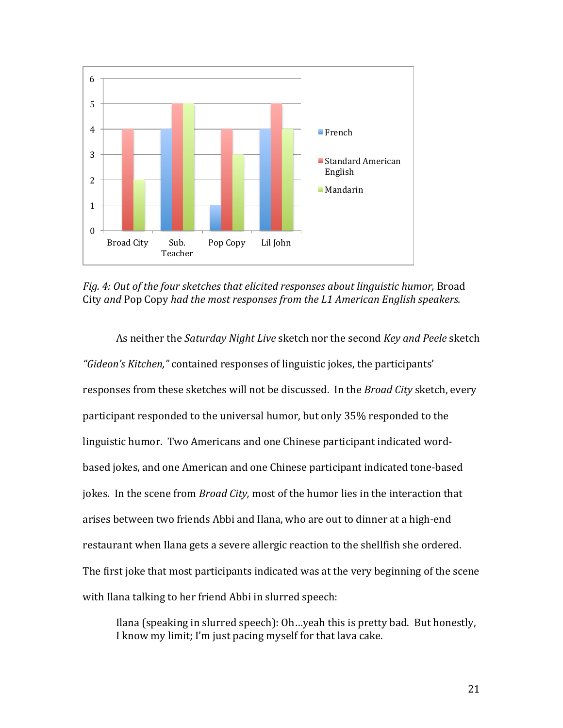*Fig. 4: Out of the four sketches that elicited responses about linguistic humor,* Broad City *and* Pop Copy *had the most responses from the L1 American English speakers.*

As neither the *Saturday Night Live* sketch nor the second *Key and Peele* sketch *"Gideon's Kitchen,"* contained responses of linguistic jokes, the participants' responses from these sketches will not be discussed. In the *Broad City* sketch, every participant responded to the universal humor, but only 35% responded to the linguistic humor. Two Americans and one Chinese participant indicated word-based jokes, and one American and one Chinese participant indicated tone-based jokes. In the scene from *Broad City,* most of the humor lies in the interaction that arises between two friends Abbi and Ilana, who are out to dinner at a high-end restaurant when Ilana gets a severe allergic reaction to the shellfish she ordered. The first joke that most participants indicated was at the very beginning of the scene with Ilana talking to her friend Abbi in slurred speech:

> Ilana (speaking in slurred speech): Oh…yeah this is pretty bad. But honestly, I know my limit; I'm just pacing myself for that lava cake.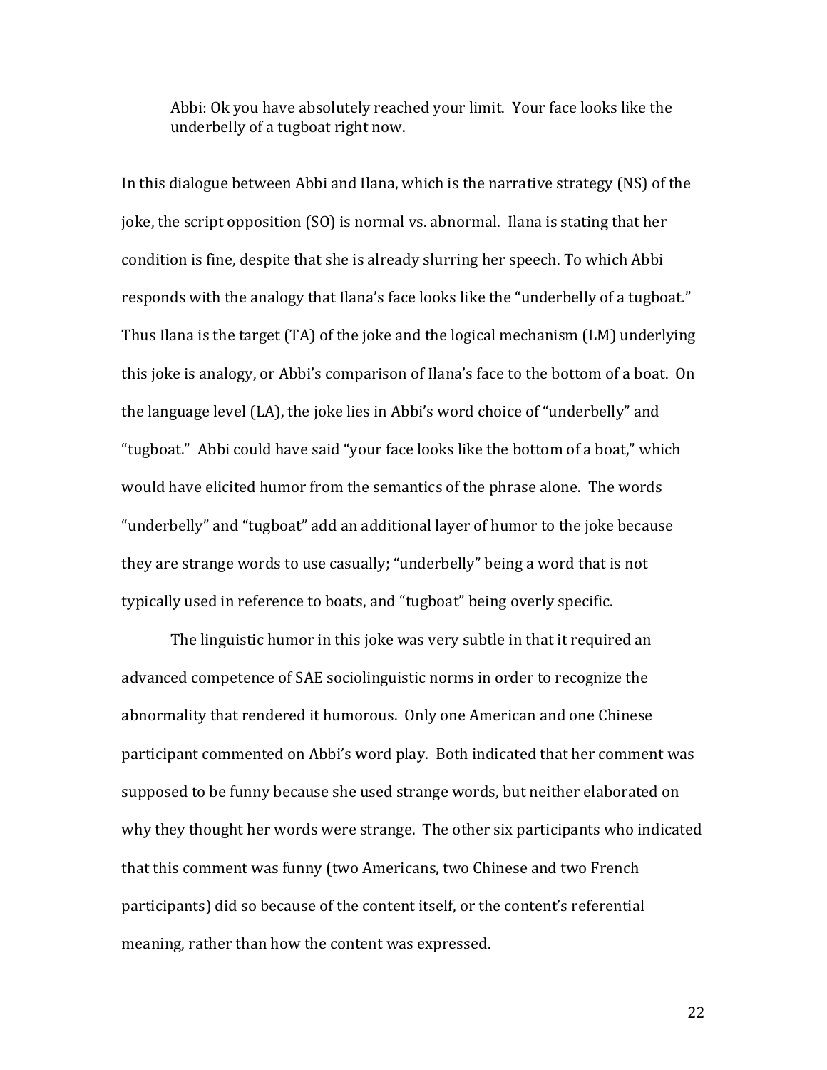> Abbi: Ok you have absolutely reached your limit. Your face looks like the underbelly of a tugboat right now.

In this dialogue between Abbi and Ilana, which is the narrative strategy (NS) of the joke, the script opposition (SO) is normal vs. abnormal. Ilana is stating that her condition is fine, despite that she is already slurring her speech. To which Abbi responds with the analogy that Ilana's face looks like the "underbelly of a tugboat." Thus Ilana is the target (TA) of the joke and the logical mechanism (LM) underlying this joke is analogy, or Abbi's comparison of Ilana's face to the bottom of a boat. On the language level (LA), the joke lies in Abbi's word choice of "underbelly" and "tugboat." Abbi could have said "your face looks like the bottom of a boat," which would have elicited humor from the semantics of the phrase alone. The words "underbelly" and "tugboat" add an additional layer of humor to the joke because they are strange words to use casually; "underbelly" being a word that is not typically used in reference to boats, and "tugboat" being overly specific.

The linguistic humor in this joke was very subtle in that it required an advanced competence of SAE sociolinguistic norms in order to recognize the abnormality that rendered it humorous. Only one American and one Chinese participant commented on Abbi's word play. Both indicated that her comment was supposed to be funny because she used strange words, but neither elaborated on why they thought her words were strange. The other six participants who indicated that this comment was funny (two Americans, two Chinese and two French participants) did so because of the content itself, or the content's referential meaning, rather than how the content was expressed.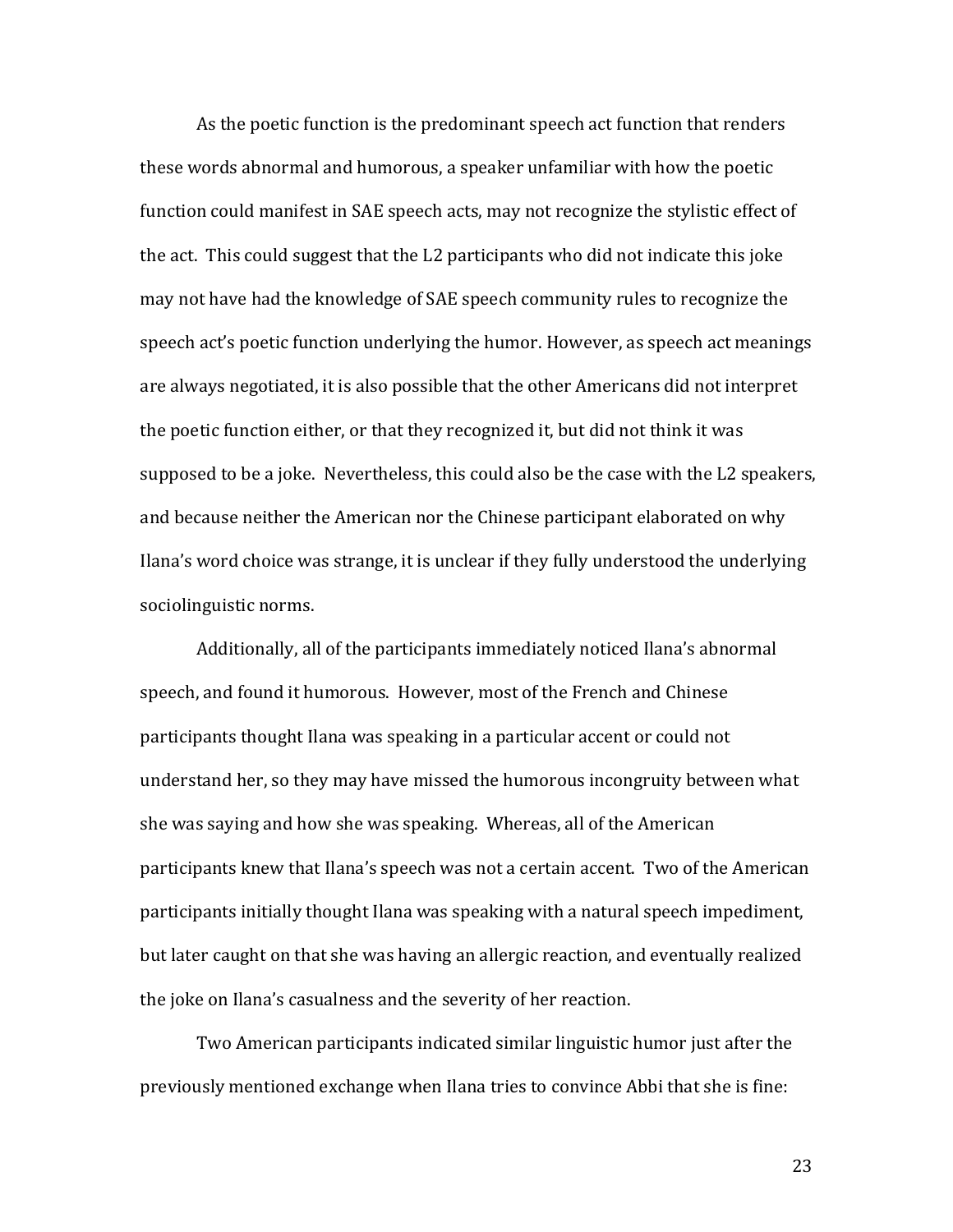As the poetic function is the predominant speech act function that renders these words abnormal and humorous, a speaker unfamiliar with how the poetic function could manifest in SAE speech acts, may not recognize the stylistic effect of the act. This could suggest that the L2 participants who did not indicate this joke may not have had the knowledge of SAE speech community rules to recognize the speech act's poetic function underlying the humor. However, as speech act meanings are always negotiated, it is also possible that the other Americans did not interpret the poetic function either, or that they recognized it, but did not think it was supposed to be a joke. Nevertheless, this could also be the case with the L2 speakers, and because neither the American nor the Chinese participant elaborated on why Ilana's word choice was strange, it is unclear if they fully understood the underlying sociolinguistic norms.

Additionally, all of the participants immediately noticed Ilana's abnormal speech, and found it humorous. However, most of the French and Chinese participants thought Ilana was speaking in a particular accent or could not understand her, so they may have missed the humorous incongruity between what she was saying and how she was speaking. Whereas, all of the American participants knew that Ilana's speech was not a certain accent. Two of the American participants initially thought Ilana was speaking with a natural speech impediment, but later caught on that she was having an allergic reaction, and eventually realized the joke on Ilana's casualness and the severity of her reaction.

Two American participants indicated similar linguistic humor just after the previously mentioned exchange when Ilana tries to convince Abbi that she is fine: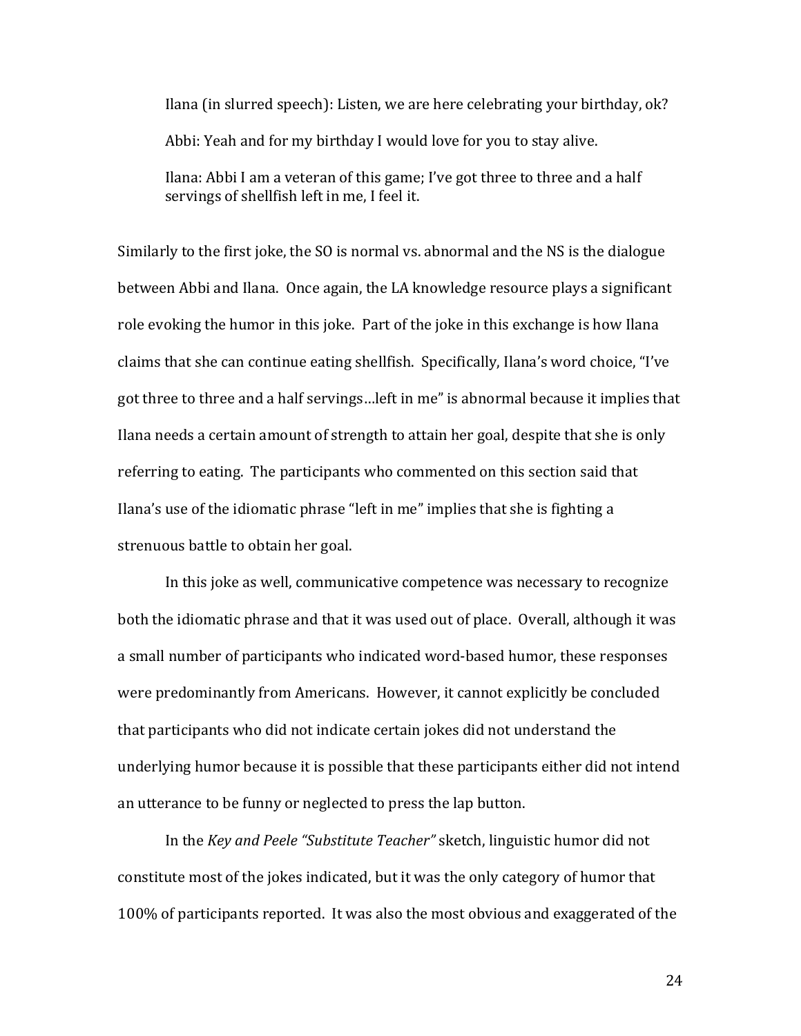> Ilana (in slurred speech): Listen, we are here celebrating your birthday, ok?
>
> Abbi: Yeah and for my birthday I would love for you to stay alive.
>
> Ilana: Abbi I am a veteran of this game; I've got three to three and a half servings of shellfish left in me, I feel it.

Similarly to the first joke, the SO is normal vs. abnormal and the NS is the dialogue between Abbi and Ilana. Once again, the LA knowledge resource plays a significant role evoking the humor in this joke. Part of the joke in this exchange is how Ilana claims that she can continue eating shellfish. Specifically, Ilana's word choice, "I've got three to three and a half servings…left in me" is abnormal because it implies that Ilana needs a certain amount of strength to attain her goal, despite that she is only referring to eating. The participants who commented on this section said that Ilana's use of the idiomatic phrase "left in me" implies that she is fighting a strenuous battle to obtain her goal.

In this joke as well, communicative competence was necessary to recognize both the idiomatic phrase and that it was used out of place. Overall, although it was a small number of participants who indicated word-based humor, these responses were predominantly from Americans. However, it cannot explicitly be concluded that participants who did not indicate certain jokes did not understand the underlying humor because it is possible that these participants either did not intend an utterance to be funny or neglected to press the lap button.

In the *Key and Peele "Substitute Teacher"* sketch, linguistic humor did not constitute most of the jokes indicated, but it was the only category of humor that 100% of participants reported. It was also the most obvious and exaggerated of the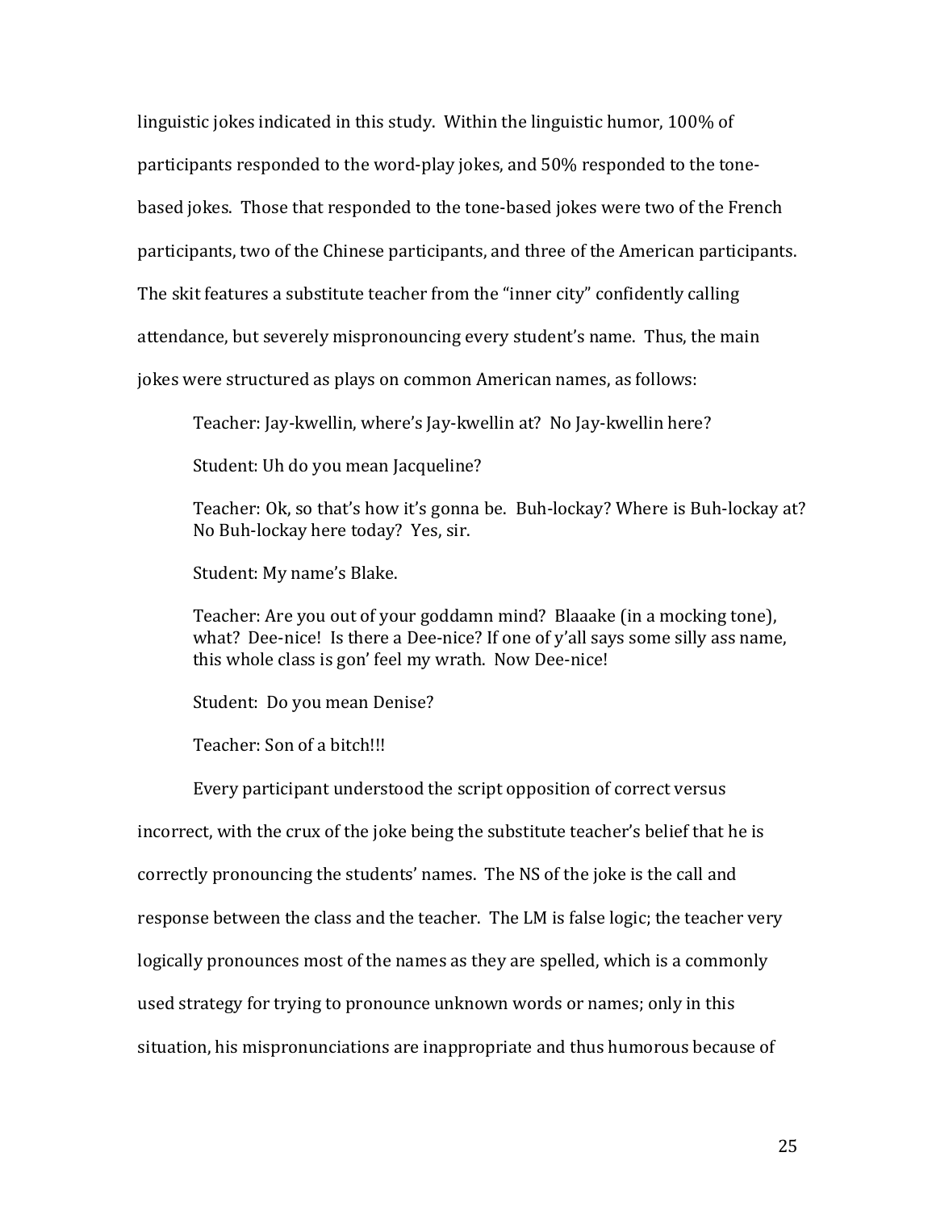linguistic jokes indicated in this study. Within the linguistic humor, 100% of participants responded to the word-play jokes, and 50% responded to the tone-based jokes. Those that responded to the tone-based jokes were two of the French participants, two of the Chinese participants, and three of the American participants. The skit features a substitute teacher from the "inner city" confidently calling attendance, but severely mispronouncing every student's name. Thus, the main jokes were structured as plays on common American names, as follows:

> Teacher: Jay-kwellin, where's Jay-kwellin at? No Jay-kwellin here?
>
> Student: Uh do you mean Jacqueline?
>
> Teacher: Ok, so that's how it's gonna be. Buh-lockay? Where is Buh-lockay at? No Buh-lockay here today? Yes, sir.
>
> Student: My name's Blake.
>
> Teacher: Are you out of your goddamn mind? Blaaake (in a mocking tone), what? Dee-nice! Is there a Dee-nice? If one of y'all says some silly ass name, this whole class is gon' feel my wrath. Now Dee-nice!
>
> Student: Do you mean Denise?
>
> Teacher: Son of a bitch!!!

Every participant understood the script opposition of correct versus incorrect, with the crux of the joke being the substitute teacher's belief that he is correctly pronouncing the students' names. The NS of the joke is the call and response between the class and the teacher. The LM is false logic; the teacher very logically pronounces most of the names as they are spelled, which is a commonly used strategy for trying to pronounce unknown words or names; only in this situation, his mispronunciations are inappropriate and thus humorous because of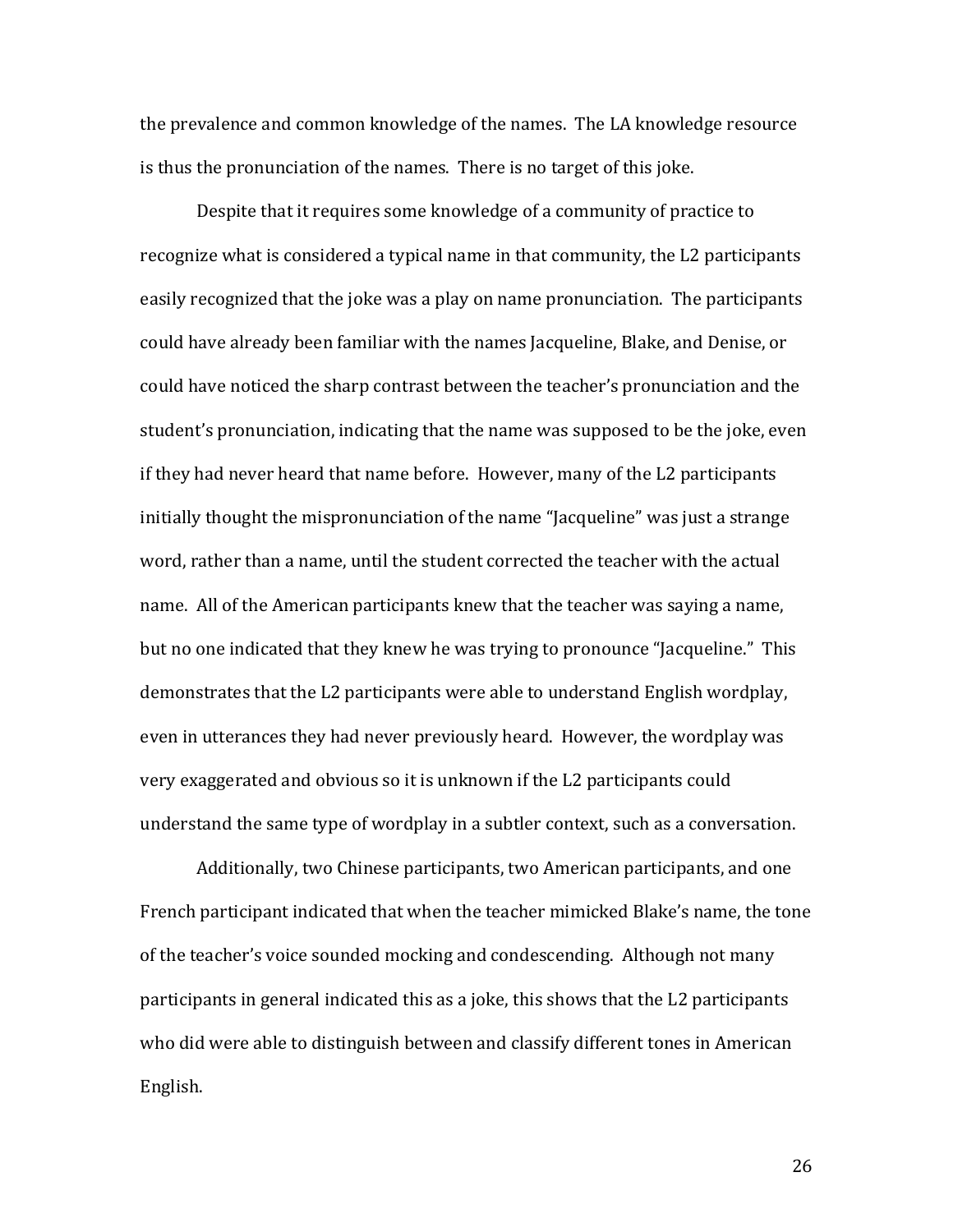the prevalence and common knowledge of the names. The LA knowledge resource is thus the pronunciation of the names. There is no target of this joke.

Despite that it requires some knowledge of a community of practice to recognize what is considered a typical name in that community, the L2 participants easily recognized that the joke was a play on name pronunciation. The participants could have already been familiar with the names Jacqueline, Blake, and Denise, or could have noticed the sharp contrast between the teacher's pronunciation and the student's pronunciation, indicating that the name was supposed to be the joke, even if they had never heard that name before. However, many of the L2 participants initially thought the mispronunciation of the name "Jacqueline" was just a strange word, rather than a name, until the student corrected the teacher with the actual name. All of the American participants knew that the teacher was saying a name, but no one indicated that they knew he was trying to pronounce "Jacqueline." This demonstrates that the L2 participants were able to understand English wordplay, even in utterances they had never previously heard. However, the wordplay was very exaggerated and obvious so it is unknown if the L2 participants could understand the same type of wordplay in a subtler context, such as a conversation.

Additionally, two Chinese participants, two American participants, and one French participant indicated that when the teacher mimicked Blake's name, the tone of the teacher's voice sounded mocking and condescending. Although not many participants in general indicated this as a joke, this shows that the L2 participants who did were able to distinguish between and classify different tones in American English.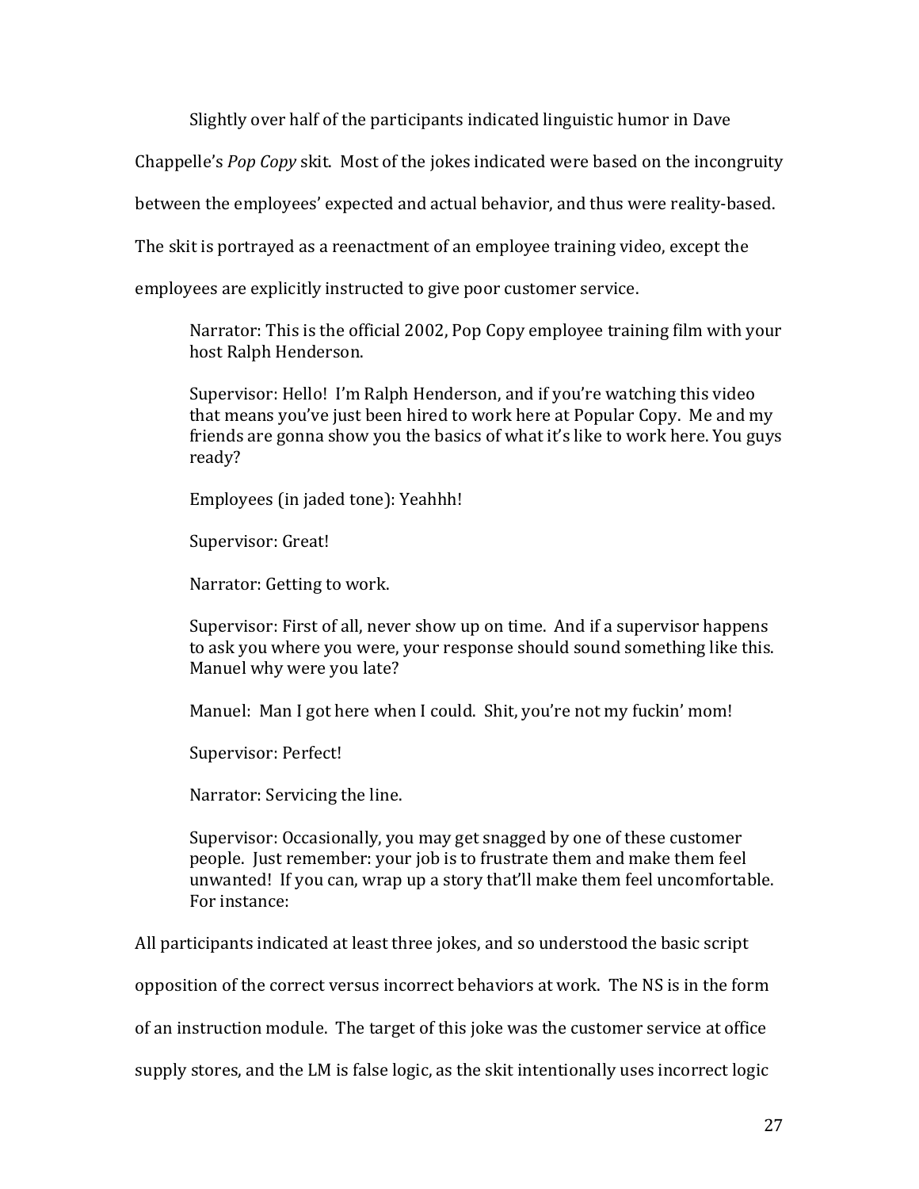Slightly over half of the participants indicated linguistic humor in Dave Chappelle's *Pop Copy* skit. Most of the jokes indicated were based on the incongruity between the employees' expected and actual behavior, and thus were reality-based. The skit is portrayed as a reenactment of an employee training video, except the employees are explicitly instructed to give poor customer service.

> Narrator: This is the official 2002, Pop Copy employee training film with your host Ralph Henderson.
>
> Supervisor: Hello! I'm Ralph Henderson, and if you're watching this video that means you've just been hired to work here at Popular Copy. Me and my friends are gonna show you the basics of what it's like to work here. You guys ready?
>
> Employees (in jaded tone): Yeahhh!
>
> Supervisor: Great!
>
> Narrator: Getting to work.
>
> Supervisor: First of all, never show up on time. And if a supervisor happens to ask you where you were, your response should sound something like this. Manuel why were you late?
>
> Manuel: Man I got here when I could. Shit, you're not my fuckin' mom!
>
> Supervisor: Perfect!
>
> Narrator: Servicing the line.
>
> Supervisor: Occasionally, you may get snagged by one of these customer people. Just remember: your job is to frustrate them and make them feel unwanted! If you can, wrap up a story that'll make them feel uncomfortable. For instance:

All participants indicated at least three jokes, and so understood the basic script opposition of the correct versus incorrect behaviors at work. The NS is in the form of an instruction module. The target of this joke was the customer service at office supply stores, and the LM is false logic, as the skit intentionally uses incorrect logic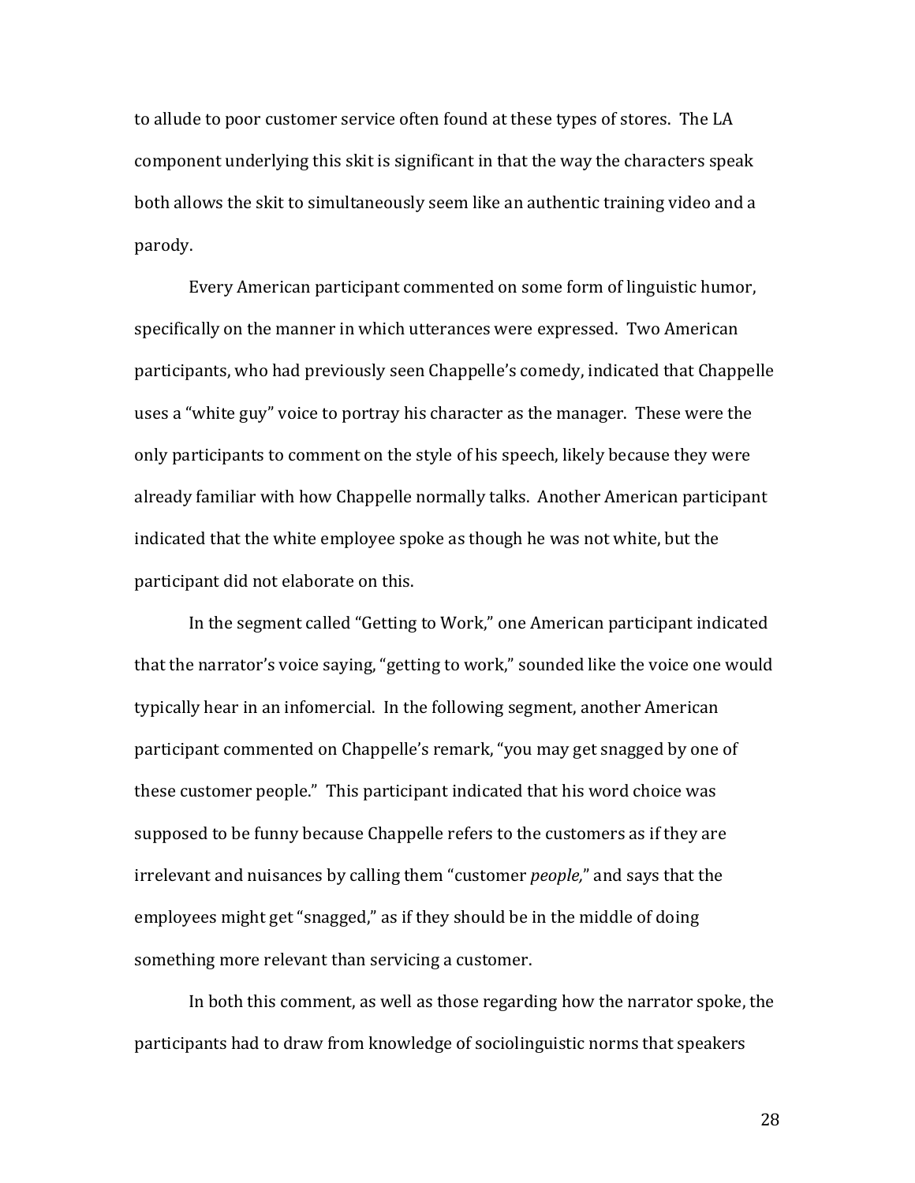to allude to poor customer service often found at these types of stores. The LA component underlying this skit is significant in that the way the characters speak both allows the skit to simultaneously seem like an authentic training video and a parody.

Every American participant commented on some form of linguistic humor, specifically on the manner in which utterances were expressed. Two American participants, who had previously seen Chappelle's comedy, indicated that Chappelle uses a "white guy" voice to portray his character as the manager. These were the only participants to comment on the style of his speech, likely because they were already familiar with how Chappelle normally talks. Another American participant indicated that the white employee spoke as though he was not white, but the participant did not elaborate on this.

In the segment called "Getting to Work," one American participant indicated that the narrator's voice saying, "getting to work," sounded like the voice one would typically hear in an infomercial. In the following segment, another American participant commented on Chappelle's remark, "you may get snagged by one of these customer people." This participant indicated that his word choice was supposed to be funny because Chappelle refers to the customers as if they are irrelevant and nuisances by calling them "customer *people,*" and says that the employees might get "snagged," as if they should be in the middle of doing something more relevant than servicing a customer.

In both this comment, as well as those regarding how the narrator spoke, the participants had to draw from knowledge of sociolinguistic norms that speakers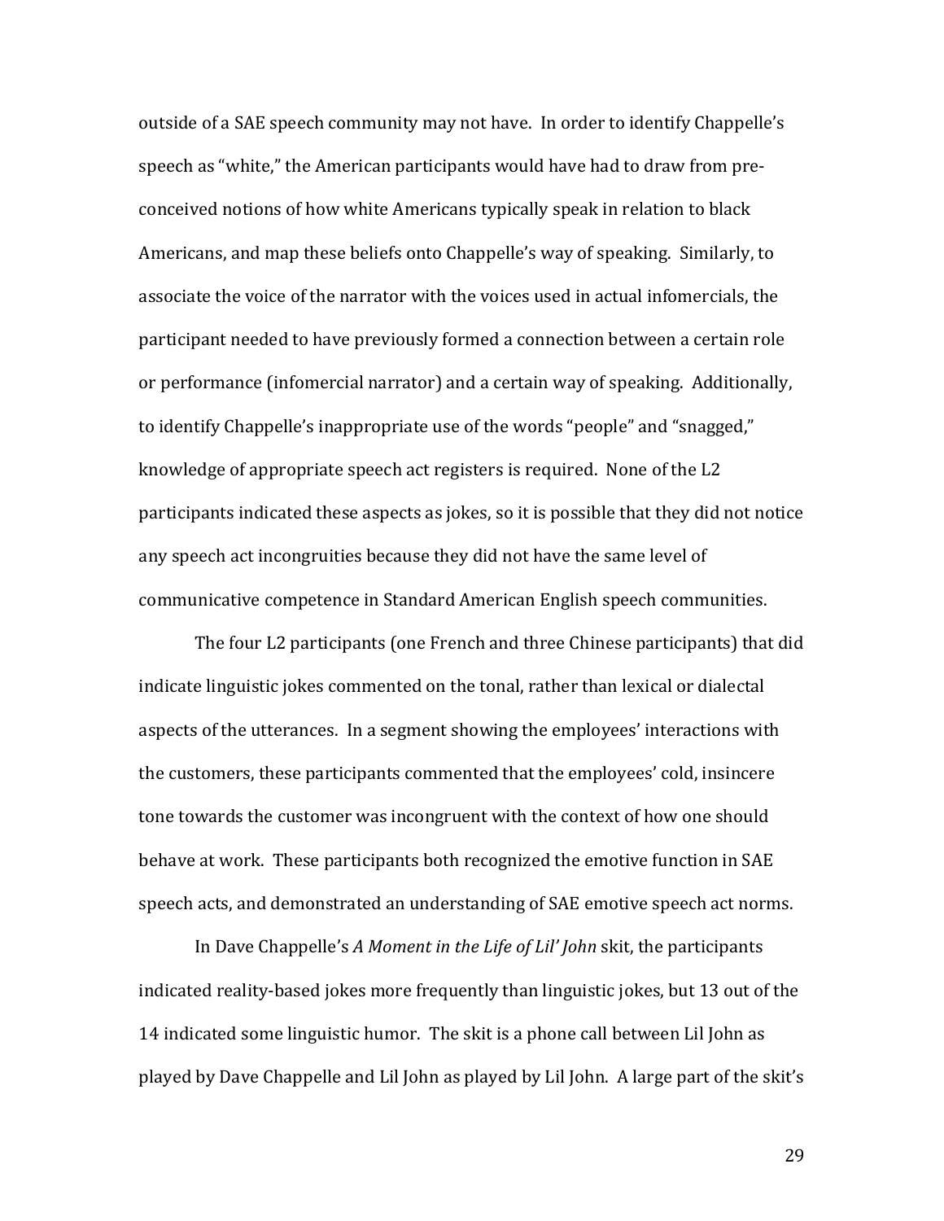outside of a SAE speech community may not have. In order to identify Chappelle's speech as "white," the American participants would have had to draw from pre-conceived notions of how white Americans typically speak in relation to black Americans, and map these beliefs onto Chappelle's way of speaking. Similarly, to associate the voice of the narrator with the voices used in actual infomercials, the participant needed to have previously formed a connection between a certain role or performance (infomercial narrator) and a certain way of speaking. Additionally, to identify Chappelle's inappropriate use of the words "people" and "snagged," knowledge of appropriate speech act registers is required. None of the L2 participants indicated these aspects as jokes, so it is possible that they did not notice any speech act incongruities because they did not have the same level of communicative competence in Standard American English speech communities.

The four L2 participants (one French and three Chinese participants) that did indicate linguistic jokes commented on the tonal, rather than lexical or dialectal aspects of the utterances. In a segment showing the employees' interactions with the customers, these participants commented that the employees' cold, insincere tone towards the customer was incongruent with the context of how one should behave at work. These participants both recognized the emotive function in SAE speech acts, and demonstrated an understanding of SAE emotive speech act norms.

In Dave Chappelle's *A Moment in the Life of Lil' John* skit, the participants indicated reality-based jokes more frequently than linguistic jokes, but 13 out of the 14 indicated some linguistic humor. The skit is a phone call between Lil John as played by Dave Chappelle and Lil John as played by Lil John. A large part of the skit's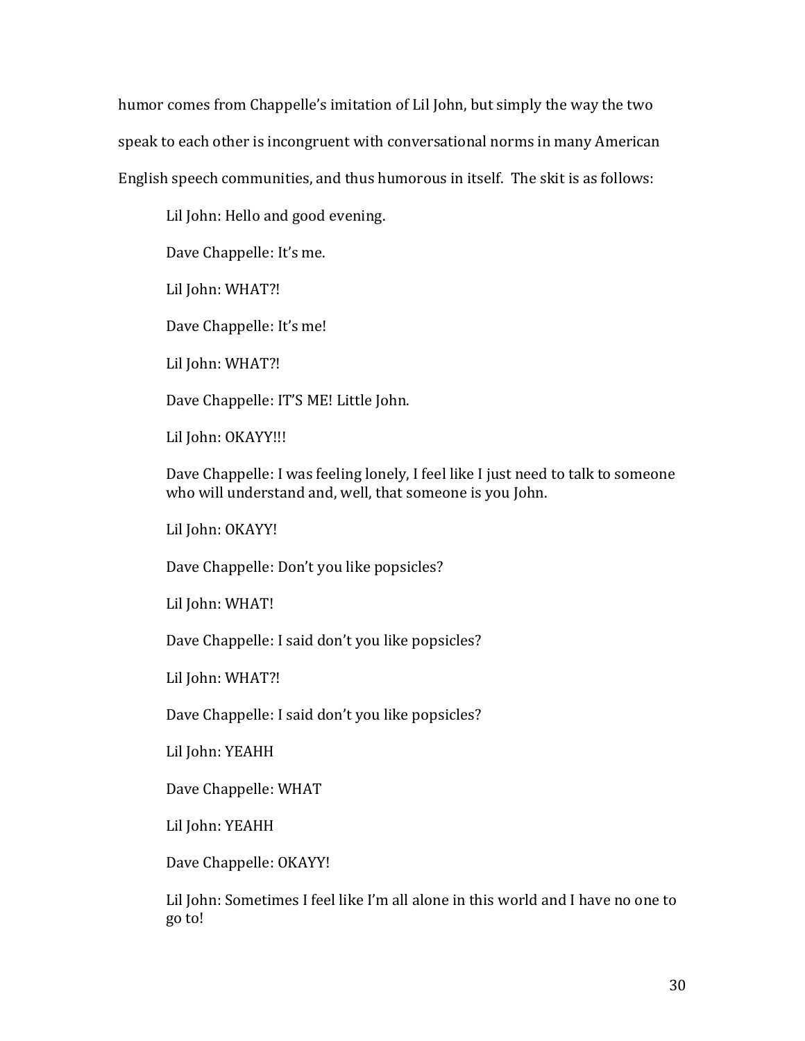humor comes from Chappelle's imitation of Lil John, but simply the way the two speak to each other is incongruent with conversational norms in many American English speech communities, and thus humorous in itself. The skit is as follows:

> Lil John: Hello and good evening.
>
> Dave Chappelle: It's me.
>
> Lil John: WHAT?!
>
> Dave Chappelle: It's me!
>
> Lil John: WHAT?!
>
> Dave Chappelle: IT'S ME! Little John.
>
> Lil John: OKAYY!!!
>
> Dave Chappelle: I was feeling lonely, I feel like I just need to talk to someone who will understand and, well, that someone is you John.
>
> Lil John: OKAYY!
>
> Dave Chappelle: Don't you like popsicles?
>
> Lil John: WHAT!
>
> Dave Chappelle: I said don't you like popsicles?
>
> Lil John: WHAT?!
>
> Dave Chappelle: I said don't you like popsicles?
>
> Lil John: YEAHH
>
> Dave Chappelle: WHAT
>
> Lil John: YEAHH
>
> Dave Chappelle: OKAYY!
>
> Lil John: Sometimes I feel like I'm all alone in this world and I have no one to go to!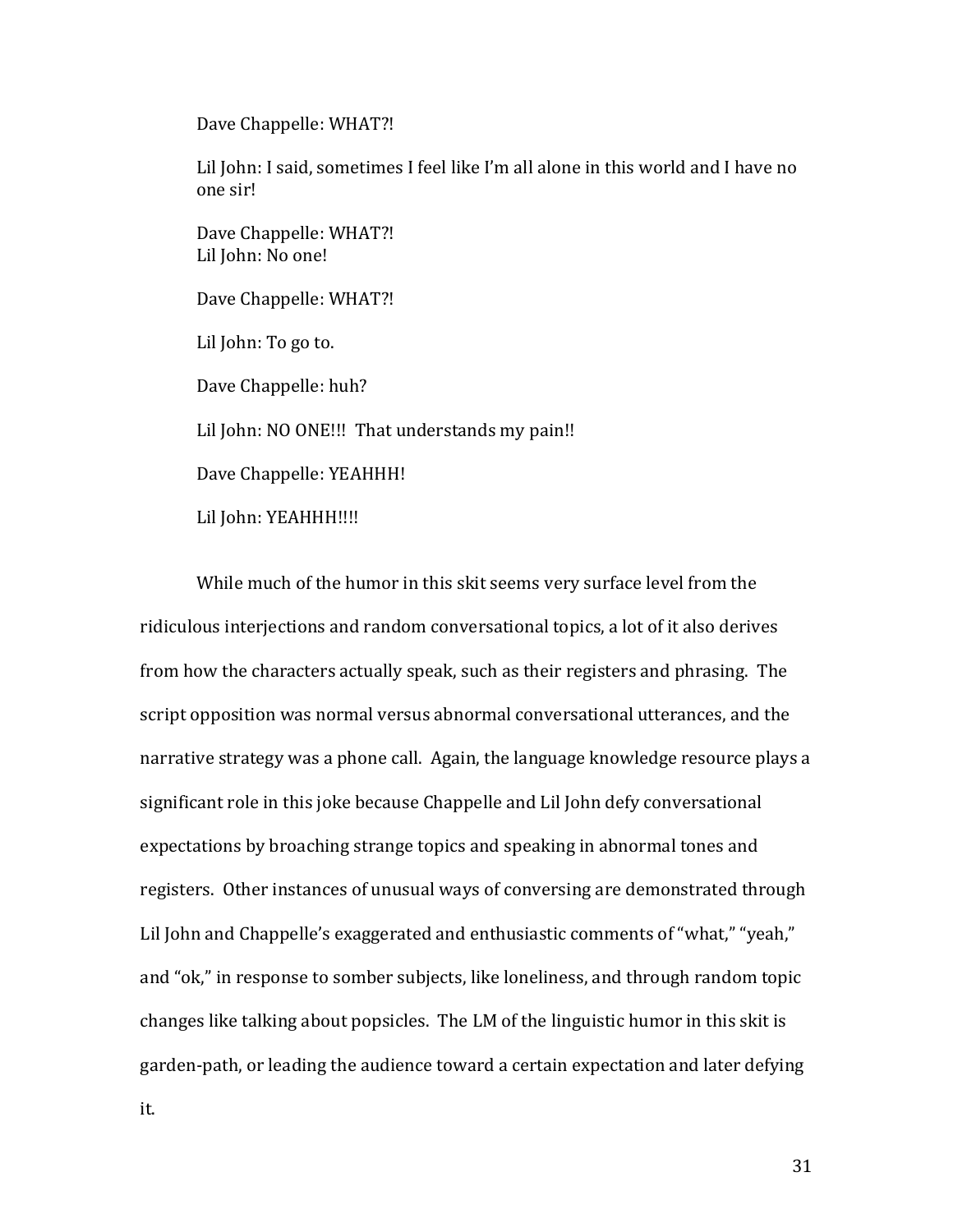Dave Chappelle: WHAT?!

Lil John: I said, sometimes I feel like I'm all alone in this world and I have no one sir!

Dave Chappelle: WHAT?!
Lil John: No one!

Dave Chappelle: WHAT?!

Lil John: To go to.

Dave Chappelle: huh?

Lil John: NO ONE!!! That understands my pain!!

Dave Chappelle: YEAHHH!

Lil John: YEAHHH!!!!

While much of the humor in this skit seems very surface level from the ridiculous interjections and random conversational topics, a lot of it also derives from how the characters actually speak, such as their registers and phrasing. The script opposition was normal versus abnormal conversational utterances, and the narrative strategy was a phone call. Again, the language knowledge resource plays a significant role in this joke because Chappelle and Lil John defy conversational expectations by broaching strange topics and speaking in abnormal tones and registers. Other instances of unusual ways of conversing are demonstrated through Lil John and Chappelle's exaggerated and enthusiastic comments of "what," "yeah," and "ok," in response to somber subjects, like loneliness, and through random topic changes like talking about popsicles. The LM of the linguistic humor in this skit is garden-path, or leading the audience toward a certain expectation and later defying it.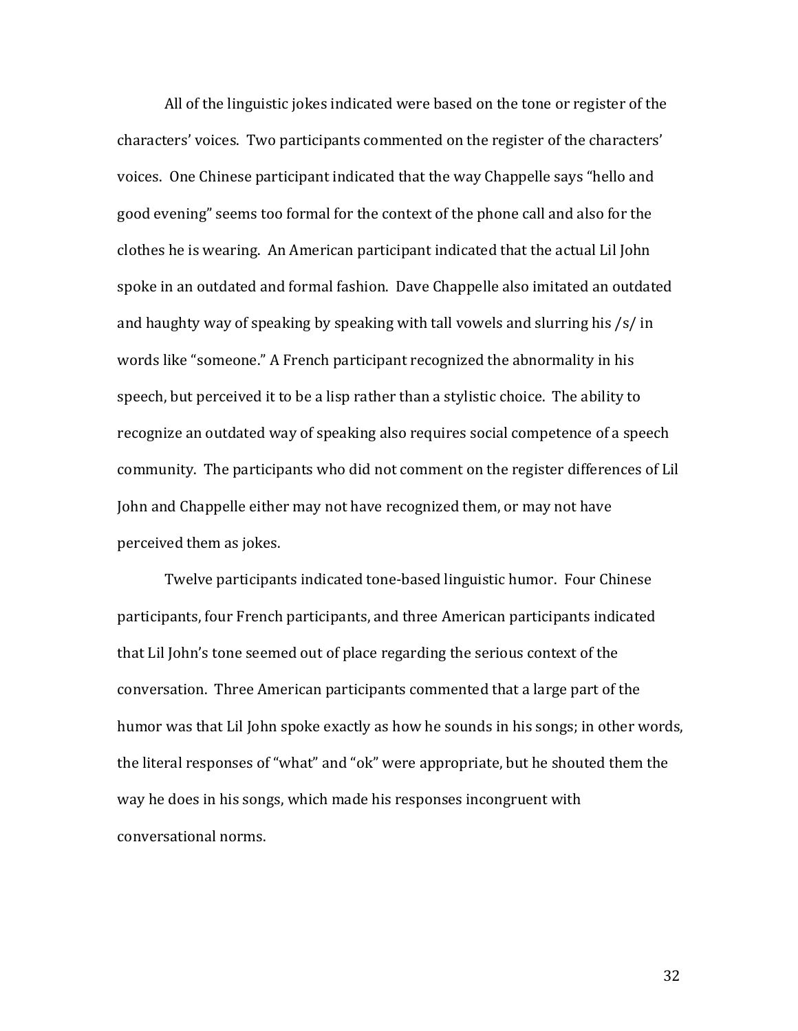All of the linguistic jokes indicated were based on the tone or register of the characters' voices. Two participants commented on the register of the characters' voices. One Chinese participant indicated that the way Chappelle says "hello and good evening" seems too formal for the context of the phone call and also for the clothes he is wearing. An American participant indicated that the actual Lil John spoke in an outdated and formal fashion. Dave Chappelle also imitated an outdated and haughty way of speaking by speaking with tall vowels and slurring his /s/ in words like "someone." A French participant recognized the abnormality in his speech, but perceived it to be a lisp rather than a stylistic choice. The ability to recognize an outdated way of speaking also requires social competence of a speech community. The participants who did not comment on the register differences of Lil John and Chappelle either may not have recognized them, or may not have perceived them as jokes.

Twelve participants indicated tone-based linguistic humor. Four Chinese participants, four French participants, and three American participants indicated that Lil John's tone seemed out of place regarding the serious context of the conversation. Three American participants commented that a large part of the humor was that Lil John spoke exactly as how he sounds in his songs; in other words, the literal responses of "what" and "ok" were appropriate, but he shouted them the way he does in his songs, which made his responses incongruent with conversational norms.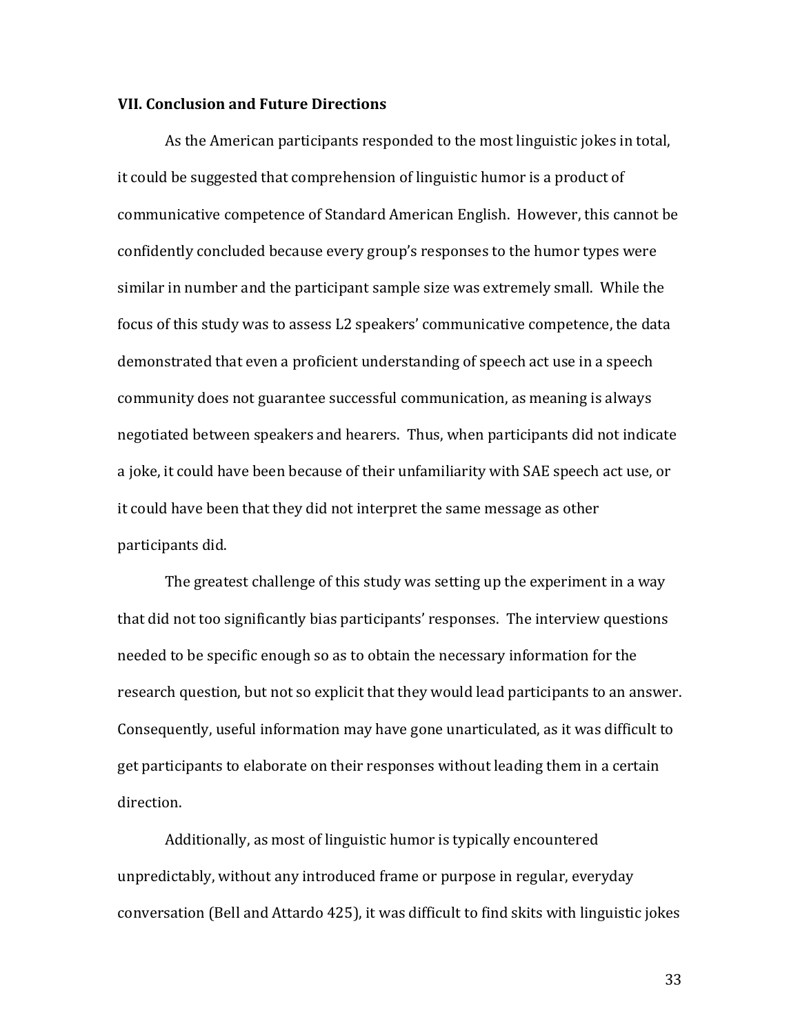## VII. Conclusion and Future Directions

As the American participants responded to the most linguistic jokes in total, it could be suggested that comprehension of linguistic humor is a product of communicative competence of Standard American English. However, this cannot be confidently concluded because every group's responses to the humor types were similar in number and the participant sample size was extremely small. While the focus of this study was to assess L2 speakers' communicative competence, the data demonstrated that even a proficient understanding of speech act use in a speech community does not guarantee successful communication, as meaning is always negotiated between speakers and hearers. Thus, when participants did not indicate a joke, it could have been because of their unfamiliarity with SAE speech act use, or it could have been that they did not interpret the same message as other participants did.

The greatest challenge of this study was setting up the experiment in a way that did not too significantly bias participants' responses. The interview questions needed to be specific enough so as to obtain the necessary information for the research question, but not so explicit that they would lead participants to an answer. Consequently, useful information may have gone unarticulated, as it was difficult to get participants to elaborate on their responses without leading them in a certain direction.

Additionally, as most of linguistic humor is typically encountered unpredictably, without any introduced frame or purpose in regular, everyday conversation (Bell and Attardo 425), it was difficult to find skits with linguistic jokes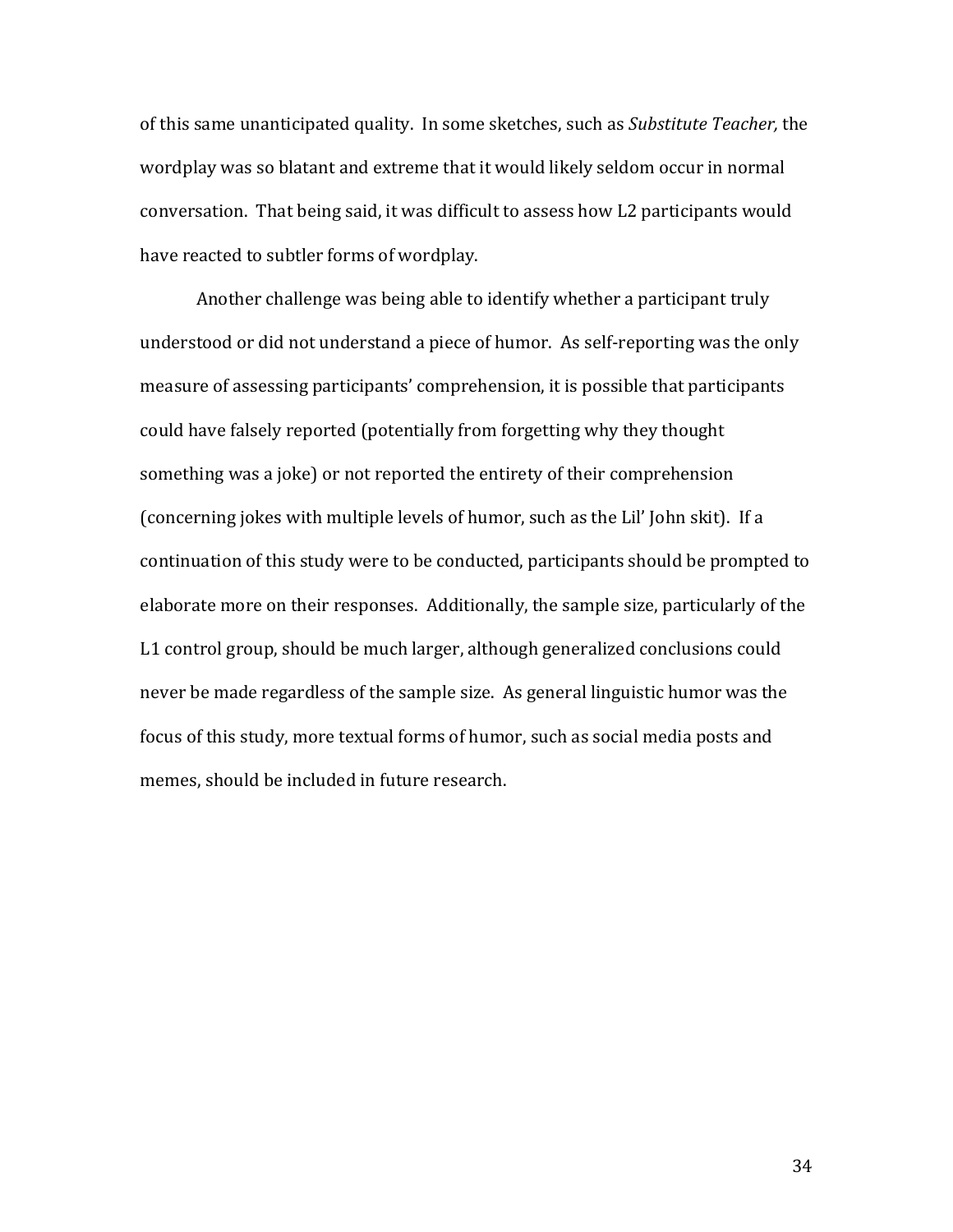of this same unanticipated quality. In some sketches, such as *Substitute Teacher,* the wordplay was so blatant and extreme that it would likely seldom occur in normal conversation. That being said, it was difficult to assess how L2 participants would have reacted to subtler forms of wordplay.

Another challenge was being able to identify whether a participant truly understood or did not understand a piece of humor. As self-reporting was the only measure of assessing participants' comprehension, it is possible that participants could have falsely reported (potentially from forgetting why they thought something was a joke) or not reported the entirety of their comprehension (concerning jokes with multiple levels of humor, such as the Lil' John skit). If a continuation of this study were to be conducted, participants should be prompted to elaborate more on their responses. Additionally, the sample size, particularly of the L1 control group, should be much larger, although generalized conclusions could never be made regardless of the sample size. As general linguistic humor was the focus of this study, more textual forms of humor, such as social media posts and memes, should be included in future research.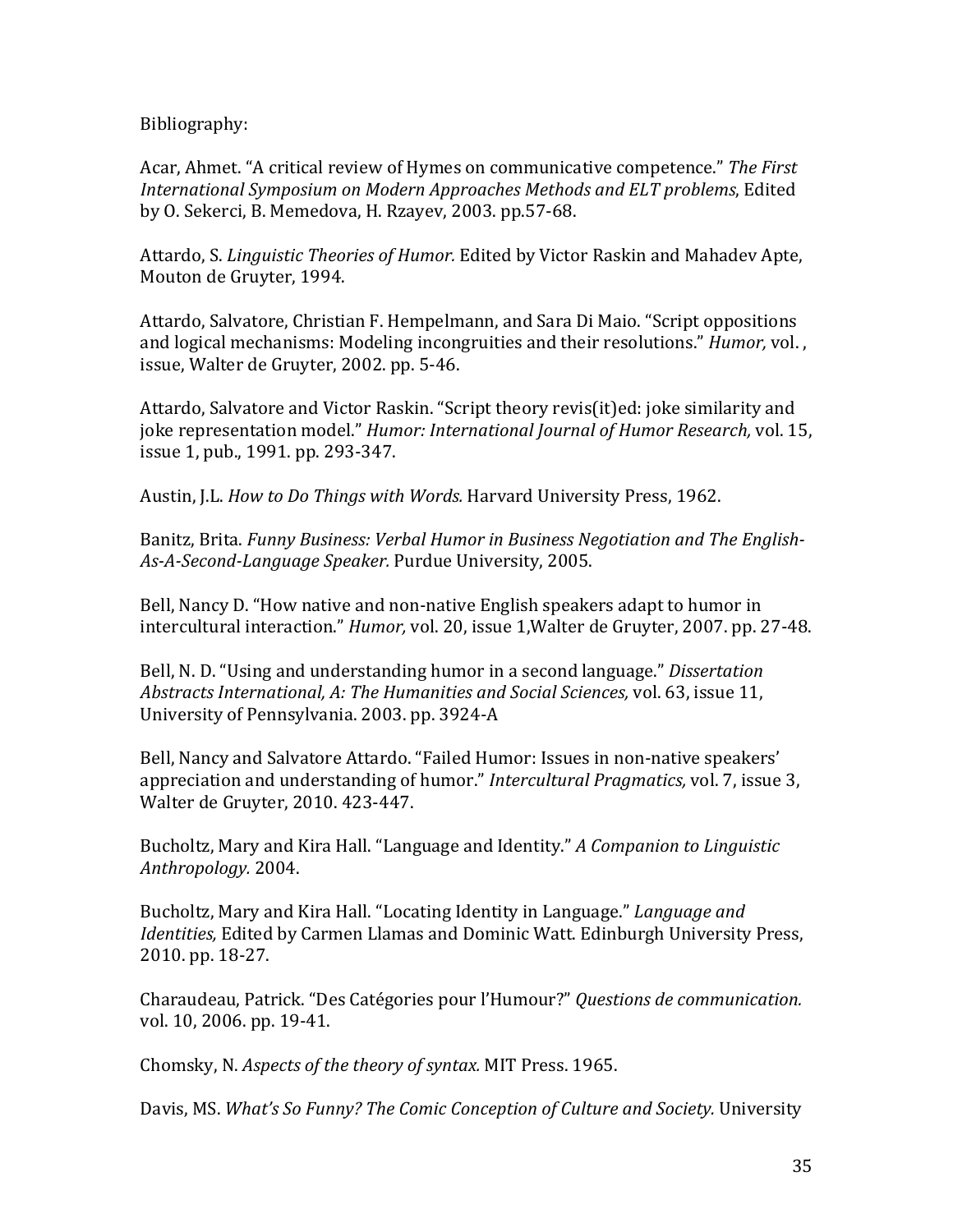Bibliography:

Acar, Ahmet. "A critical review of Hymes on communicative competence." *The First International Symposium on Modern Approaches Methods and ELT problems*, Edited by O. Sekerci, B. Memedova, H. Rzayev, 2003. pp.57-68.

Attardo, S. *Linguistic Theories of Humor.* Edited by Victor Raskin and Mahadev Apte, Mouton de Gruyter, 1994.

Attardo, Salvatore, Christian F. Hempelmann, and Sara Di Maio. "Script oppositions and logical mechanisms: Modeling incongruities and their resolutions." *Humor,* vol. , issue, Walter de Gruyter, 2002. pp. 5-46.

Attardo, Salvatore and Victor Raskin. "Script theory revis(it)ed: joke similarity and joke representation model." *Humor: International Journal of Humor Research,* vol. 15, issue 1, pub., 1991. pp. 293-347.

Austin, J.L. *How to Do Things with Words.* Harvard University Press, 1962.

Banitz, Brita. *Funny Business: Verbal Humor in Business Negotiation and The English-As-A-Second-Language Speaker.* Purdue University, 2005.

Bell, Nancy D. "How native and non-native English speakers adapt to humor in intercultural interaction." *Humor,* vol. 20, issue 1,Walter de Gruyter, 2007. pp. 27-48.

Bell, N. D. "Using and understanding humor in a second language." *Dissertation Abstracts International, A: The Humanities and Social Sciences,* vol. 63, issue 11, University of Pennsylvania. 2003. pp. 3924-A

Bell, Nancy and Salvatore Attardo. "Failed Humor: Issues in non-native speakers' appreciation and understanding of humor." *Intercultural Pragmatics,* vol. 7, issue 3, Walter de Gruyter, 2010. 423-447.

Bucholtz, Mary and Kira Hall. "Language and Identity." *A Companion to Linguistic Anthropology.* 2004.

Bucholtz, Mary and Kira Hall. "Locating Identity in Language." *Language and Identities,* Edited by Carmen Llamas and Dominic Watt. Edinburgh University Press, 2010. pp. 18-27.

Charaudeau, Patrick. "Des Catégories pour l'Humour?" *Questions de communication.* vol. 10, 2006. pp. 19-41.

Chomsky, N. *Aspects of the theory of syntax.* MIT Press. 1965.

Davis, MS. *What's So Funny? The Comic Conception of Culture and Society.* University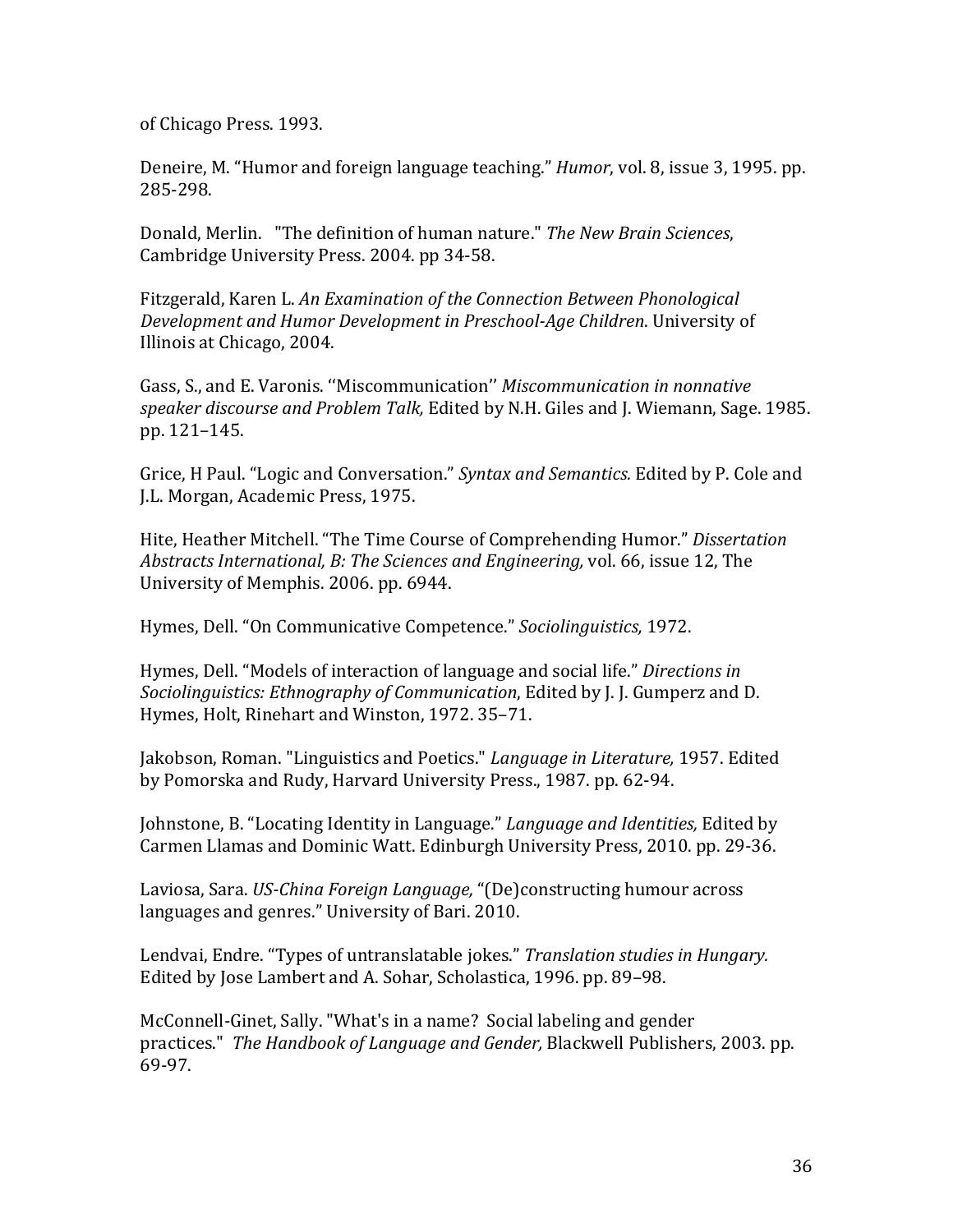of Chicago Press. 1993.

Deneire, M. "Humor and foreign language teaching." *Humor*, vol. 8, issue 3, 1995. pp. 285-298.

Donald, Merlin. "The definition of human nature." *The New Brain Sciences*, Cambridge University Press. 2004. pp 34-58.

Fitzgerald, Karen L. *An Examination of the Connection Between Phonological Development and Humor Development in Preschool-Age Children*. University of Illinois at Chicago, 2004.

Gass, S., and E. Varonis. ''Miscommunication'' *Miscommunication in nonnative speaker discourse and Problem Talk,* Edited by N.H. Giles and J. Wiemann, Sage. 1985. pp. 121–145.

Grice, H Paul. "Logic and Conversation." *Syntax and Semantics.* Edited by P. Cole and J.L. Morgan, Academic Press, 1975.

Hite, Heather Mitchell. "The Time Course of Comprehending Humor." *Dissertation Abstracts International, B: The Sciences and Engineering,* vol. 66, issue 12, The University of Memphis. 2006. pp. 6944.

Hymes, Dell. "On Communicative Competence." *Sociolinguistics,* 1972.

Hymes, Dell. "Models of interaction of language and social life." *Directions in Sociolinguistics: Ethnography of Communication*, Edited by J. J. Gumperz and D. Hymes, Holt, Rinehart and Winston, 1972. 35–71.

Jakobson, Roman. "Linguistics and Poetics." *Language in Literature,* 1957. Edited by Pomorska and Rudy, Harvard University Press., 1987. pp. 62-94.

Johnstone, B. "Locating Identity in Language." *Language and Identities,* Edited by Carmen Llamas and Dominic Watt. Edinburgh University Press, 2010. pp. 29-36.

Laviosa, Sara. *US-China Foreign Language,* "(De)constructing humour across languages and genres." University of Bari. 2010.

Lendvai, Endre. "Types of untranslatable jokes." *Translation studies in Hungary.* Edited by Jose Lambert and A. Sohar, Scholastica, 1996. pp. 89–98.

McConnell-Ginet, Sally. "What's in a name? Social labeling and gender practices." *The Handbook of Language and Gender,* Blackwell Publishers, 2003. pp. 69-97.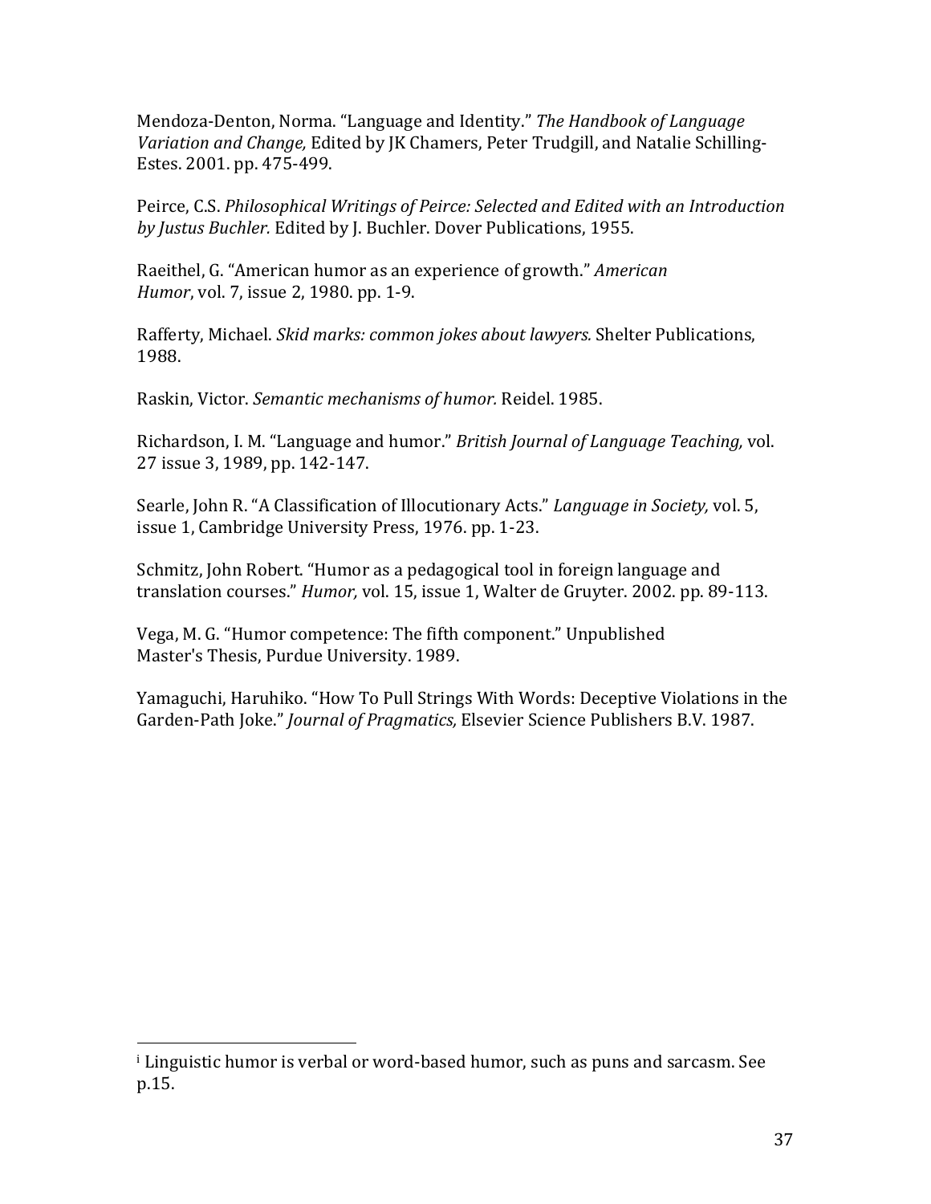Mendoza-Denton, Norma. "Language and Identity." *The Handbook of Language Variation and Change,* Edited by JK Chamers, Peter Trudgill, and Natalie Schilling-Estes. 2001. pp. 475-499.

Peirce, C.S. *Philosophical Writings of Peirce: Selected and Edited with an Introduction by Justus Buchler.* Edited by J. Buchler. Dover Publications, 1955.

Raeithel, G. "American humor as an experience of growth." *American Humor*, vol. 7, issue 2, 1980. pp. 1-9.

Rafferty, Michael. *Skid marks: common jokes about lawyers.* Shelter Publications, 1988.

Raskin, Victor. *Semantic mechanisms of humor.* Reidel. 1985.

Richardson, I. M. "Language and humor." *British Journal of Language Teaching,* vol. 27 issue 3, 1989, pp. 142-147.

Searle, John R. "A Classification of Illocutionary Acts." *Language in Society,* vol. 5, issue 1, Cambridge University Press, 1976. pp. 1-23.

Schmitz, John Robert. "Humor as a pedagogical tool in foreign language and translation courses." *Humor,* vol. 15, issue 1, Walter de Gruyter. 2002. pp. 89-113.

Vega, M. G. "Humor competence: The fifth component." Unpublished Master's Thesis, Purdue University. 1989.

Yamaguchi, Haruhiko. "How To Pull Strings With Words: Deceptive Violations in the Garden-Path Joke." *Journal of Pragmatics,* Elsevier Science Publishers B.V. 1987.

---

[i] Linguistic humor is verbal or word-based humor, such as puns and sarcasm. See p.15.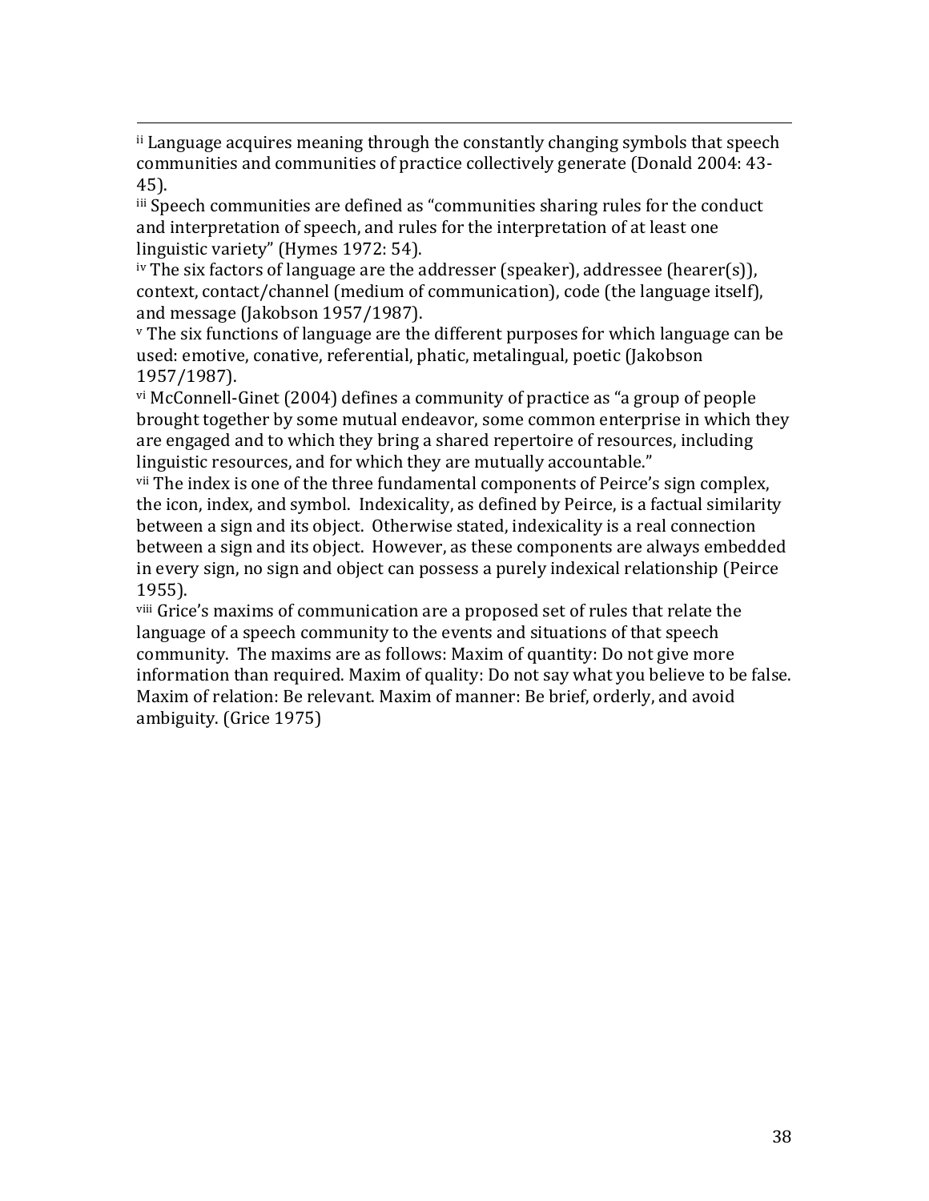[ii] Language acquires meaning through the constantly changing symbols that speech communities and communities of practice collectively generate (Donald 2004: 43-45).

[iii] Speech communities are defined as "communities sharing rules for the conduct and interpretation of speech, and rules for the interpretation of at least one linguistic variety" (Hymes 1972: 54).

[iv] The six factors of language are the addresser (speaker), addressee (hearer(s)), context, contact/channel (medium of communication), code (the language itself), and message (Jakobson 1957/1987).

[v] The six functions of language are the different purposes for which language can be used: emotive, conative, referential, phatic, metalingual, poetic (Jakobson 1957/1987).

[vi] McConnell-Ginet (2004) defines a community of practice as "a group of people brought together by some mutual endeavor, some common enterprise in which they are engaged and to which they bring a shared repertoire of resources, including linguistic resources, and for which they are mutually accountable."

[vii] The index is one of the three fundamental components of Peirce's sign complex, the icon, index, and symbol. Indexicality, as defined by Peirce, is a factual similarity between a sign and its object. Otherwise stated, indexicality is a real connection between a sign and its object. However, as these components are always embedded in every sign, no sign and object can possess a purely indexical relationship (Peirce 1955).

[viii] Grice's maxims of communication are a proposed set of rules that relate the language of a speech community to the events and situations of that speech community. The maxims are as follows: Maxim of quantity: Do not give more information than required. Maxim of quality: Do not say what you believe to be false. Maxim of relation: Be relevant. Maxim of manner: Be brief, orderly, and avoid ambiguity. (Grice 1975)